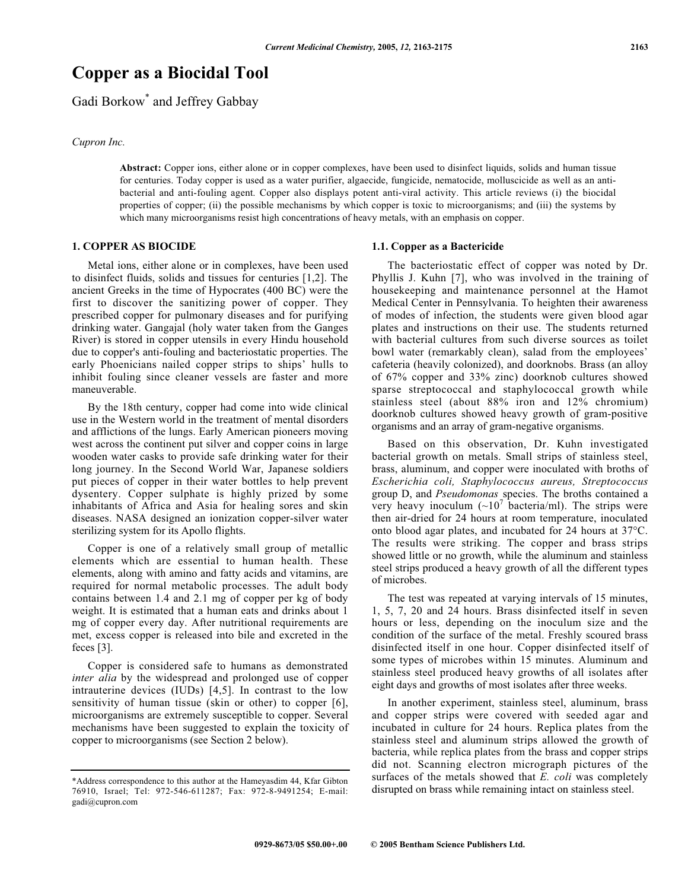# Copper as a Biocidal Tool

Gadi Borkow[*] and Jeffrey Gabbay

*Cupron Inc.*

**Abstract:** Copper ions, either alone or in copper complexes, have been used to disinfect liquids, solids and human tissue for centuries. Today copper is used as a water purifier, algaecide, fungicide, nematocide, molluscicide as well as an anti-bacterial and anti-fouling agent. Copper also displays potent anti-viral activity. This article reviews (i) the biocidal properties of copper; (ii) the possible mechanisms by which copper is toxic to microorganisms; and (iii) the systems by which many microorganisms resist high concentrations of heavy metals, with an emphasis on copper.

## 1. COPPER AS BIOCIDE

Metal ions, either alone or in complexes, have been used to disinfect fluids, solids and tissues for centuries [1,2]. The ancient Greeks in the time of Hypocrates (400 BC) were the first to discover the sanitizing power of copper. They prescribed copper for pulmonary diseases and for purifying drinking water. Gangajal (holy water taken from the Ganges River) is stored in copper utensils in every Hindu household due to copper's anti-fouling and bacteriostatic properties. The early Phoenicians nailed copper strips to ships' hulls to inhibit fouling since cleaner vessels are faster and more maneuverable.

By the 18th century, copper had come into wide clinical use in the Western world in the treatment of mental disorders and afflictions of the lungs. Early American pioneers moving west across the continent put silver and copper coins in large wooden water casks to provide safe drinking water for their long journey. In the Second World War, Japanese soldiers put pieces of copper in their water bottles to help prevent dysentery. Copper sulphate is highly prized by some inhabitants of Africa and Asia for healing sores and skin diseases. NASA designed an ionization copper-silver water sterilizing system for its Apollo flights.

Copper is one of a relatively small group of metallic elements which are essential to human health. These elements, along with amino and fatty acids and vitamins, are required for normal metabolic processes. The adult body contains between 1.4 and 2.1 mg of copper per kg of body weight. It is estimated that a human eats and drinks about 1 mg of copper every day. After nutritional requirements are met, excess copper is released into bile and excreted in the feces [3].

Copper is considered safe to humans as demonstrated *inter alia* by the widespread and prolonged use of copper intrauterine devices (IUDs) [4,5]. In contrast to the low sensitivity of human tissue (skin or other) to copper [6], microorganisms are extremely susceptible to copper. Several mechanisms have been suggested to explain the toxicity of copper to microorganisms (see Section 2 below).

### 1.1. Copper as a Bactericide

The bacteriostatic effect of copper was noted by Dr. Phyllis J. Kuhn [7], who was involved in the training of housekeeping and maintenance personnel at the Hamot Medical Center in Pennsylvania. To heighten their awareness of modes of infection, the students were given blood agar plates and instructions on their use. The students returned with bacterial cultures from such diverse sources as toilet bowl water (remarkably clean), salad from the employees' cafeteria (heavily colonized), and doorknobs. Brass (an alloy of 67% copper and 33% zinc) doorknob cultures showed sparse streptococcal and staphylococcal growth while stainless steel (about 88% iron and 12% chromium) doorknob cultures showed heavy growth of gram-positive organisms and an array of gram-negative organisms.

Based on this observation, Dr. Kuhn investigated bacterial growth on metals. Small strips of stainless steel, brass, aluminum, and copper were inoculated with broths of *Escherichia coli, Staphylococcus aureus, Streptococcus* group D, and *Pseudomonas* species. The broths contained a very heavy inoculum (~$10^7$ bacteria/ml). The strips were then air-dried for 24 hours at room temperature, inoculated onto blood agar plates, and incubated for 24 hours at 37°C. The results were striking. The copper and brass strips showed little or no growth, while the aluminum and stainless steel strips produced a heavy growth of all the different types of microbes.

The test was repeated at varying intervals of 15 minutes, 1, 5, 7, 20 and 24 hours. Brass disinfected itself in seven hours or less, depending on the inoculum size and the condition of the surface of the metal. Freshly scoured brass disinfected itself in one hour. Copper disinfected itself of some types of microbes within 15 minutes. Aluminum and stainless steel produced heavy growths of all isolates after eight days and growths of most isolates after three weeks.

In another experiment, stainless steel, aluminum, brass and copper strips were covered with seeded agar and incubated in culture for 24 hours. Replica plates from the stainless steel and aluminum strips allowed the growth of bacteria, while replica plates from the brass and copper strips did not. Scanning electron micrograph pictures of the surfaces of the metals showed that *E. coli* was completely disrupted on brass while remaining intact on stainless steel.

---

*Address correspondence to this author at the Hameyasdim 44, Kfar Gibton 76910, Israel; Tel: 972-546-611287; Fax: 972-8-9491254; E-mail: gadi@cupron.com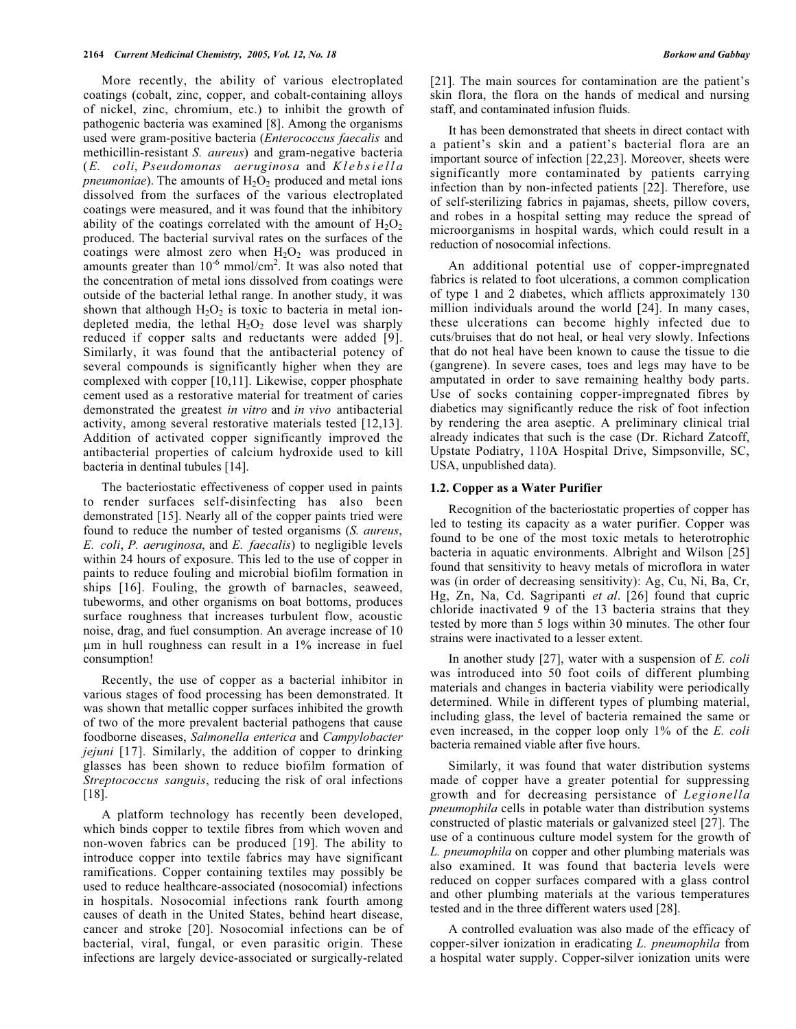More recently, the ability of various electroplated coatings (cobalt, zinc, copper, and cobalt-containing alloys of nickel, zinc, chromium, etc.) to inhibit the growth of pathogenic bacteria was examined [8]. Among the organisms used were gram-positive bacteria (*Enterococcus faecalis* and methicillin-resistant *S. aureus*) and gram-negative bacteria (*E. coli*, *Pseudomonas aeruginosa* and *Klebsiella pneumoniae*). The amounts of $H_2O_2$ produced and metal ions dissolved from the surfaces of the various electroplated coatings were measured, and it was found that the inhibitory ability of the coatings correlated with the amount of $H_2O_2$ produced. The bacterial survival rates on the surfaces of the coatings were almost zero when $H_2O_2$ was produced in amounts greater than $10^{-6}$ mmol/cm$^2$. It was also noted that the concentration of metal ions dissolved from coatings were outside of the bacterial lethal range. In another study, it was shown that although $H_2O_2$ is toxic to bacteria in metal ion-depleted media, the lethal $H_2O_2$ dose level was sharply reduced if copper salts and reductants were added [9]. Similarly, it was found that the antibacterial potency of several compounds is significantly higher when they are complexed with copper [10,11]. Likewise, copper phosphate cement used as a restorative material for treatment of caries demonstrated the greatest *in vitro* and *in vivo* antibacterial activity, among several restorative materials tested [12,13]. Addition of activated copper significantly improved the antibacterial properties of calcium hydroxide used to kill bacteria in dentinal tubules [14].

The bacteriostatic effectiveness of copper used in paints to render surfaces self-disinfecting has also been demonstrated [15]. Nearly all of the copper paints tried were found to reduce the number of tested organisms (*S. aureus*, *E. coli*, *P. aeruginosa*, and *E. faecalis*) to negligible levels within 24 hours of exposure. This led to the use of copper in paints to reduce fouling and microbial biofilm formation in ships [16]. Fouling, the growth of barnacles, seaweed, tubeworms, and other organisms on boat bottoms, produces surface roughness that increases turbulent flow, acoustic noise, drag, and fuel consumption. An average increase of 10 μm in hull roughness can result in a 1% increase in fuel consumption!

Recently, the use of copper as a bacterial inhibitor in various stages of food processing has been demonstrated. It was shown that metallic copper surfaces inhibited the growth of two of the more prevalent bacterial pathogens that cause foodborne diseases, *Salmonella enterica* and *Campylobacter jejuni* [17]. Similarly, the addition of copper to drinking glasses has been shown to reduce biofilm formation of *Streptococcus sanguis*, reducing the risk of oral infections [18].

A platform technology has recently been developed, which binds copper to textile fibres from which woven and non-woven fabrics can be produced [19]. The ability to introduce copper into textile fabrics may have significant ramifications. Copper containing textiles may possibly be used to reduce healthcare-associated (nosocomial) infections in hospitals. Nosocomial infections rank fourth among causes of death in the United States, behind heart disease, cancer and stroke [20]. Nosocomial infections can be of bacterial, viral, fungal, or even parasitic origin. These infections are largely device-associated or surgically-related [21]. The main sources for contamination are the patient's skin flora, the flora on the hands of medical and nursing staff, and contaminated infusion fluids.

It has been demonstrated that sheets in direct contact with a patient's skin and a patient's bacterial flora are an important source of infection [22,23]. Moreover, sheets were significantly more contaminated by patients carrying infection than by non-infected patients [22]. Therefore, use of self-sterilizing fabrics in pajamas, sheets, pillow covers, and robes in a hospital setting may reduce the spread of microorganisms in hospital wards, which could result in a reduction of nosocomial infections.

An additional potential use of copper-impregnated fabrics is related to foot ulcerations, a common complication of type 1 and 2 diabetes, which afflicts approximately 130 million individuals around the world [24]. In many cases, these ulcerations can become highly infected due to cuts/bruises that do not heal, or heal very slowly. Infections that do not heal have been known to cause the tissue to die (gangrene). In severe cases, toes and legs may have to be amputated in order to save remaining healthy body parts. Use of socks containing copper-impregnated fibres by diabetics may significantly reduce the risk of foot infection by rendering the area aseptic. A preliminary clinical trial already indicates that such is the case (Dr. Richard Zatcoff, Upstate Podiatry, 110A Hospital Drive, Simpsonville, SC, USA, unpublished data).

### 1.2. Copper as a Water Purifier

Recognition of the bacteriostatic properties of copper has led to testing its capacity as a water purifier. Copper was found to be one of the most toxic metals to heterotrophic bacteria in aquatic environments. Albright and Wilson [25] found that sensitivity to heavy metals of microflora in water was (in order of decreasing sensitivity): Ag, Cu, Ni, Ba, Cr, Hg, Zn, Na, Cd. Sagripanti *et al*. [26] found that cupric chloride inactivated 9 of the 13 bacteria strains that they tested by more than 5 logs within 30 minutes. The other four strains were inactivated to a lesser extent.

In another study [27], water with a suspension of *E. coli* was introduced into 50 foot coils of different plumbing materials and changes in bacteria viability were periodically determined. While in different types of plumbing material, including glass, the level of bacteria remained the same or even increased, in the copper loop only 1% of the *E. coli* bacteria remained viable after five hours.

Similarly, it was found that water distribution systems made of copper have a greater potential for suppressing growth and for decreasing persistance of *Legionella pneumophila* cells in potable water than distribution systems constructed of plastic materials or galvanized steel [27]. The use of a continuous culture model system for the growth of *L. pneumophila* on copper and other plumbing materials was also examined. It was found that bacteria levels were reduced on copper surfaces compared with a glass control and other plumbing materials at the various temperatures tested and in the three different waters used [28].

A controlled evaluation was also made of the efficacy of copper-silver ionization in eradicating *L. pneumophila* from a hospital water supply. Copper-silver ionization units were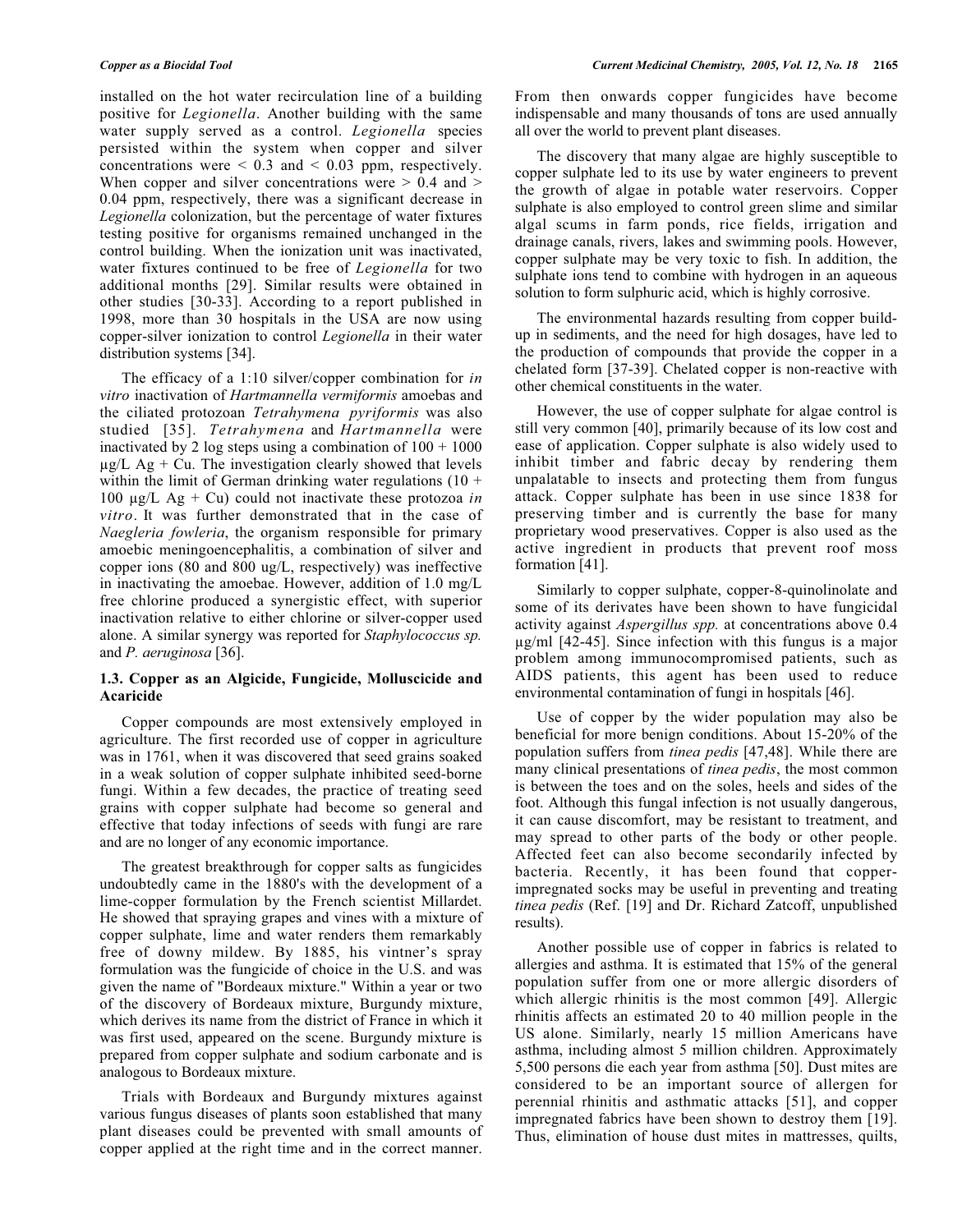installed on the hot water recirculation line of a building positive for *Legionella*. Another building with the same water supply served as a control. *Legionella* species persisted within the system when copper and silver concentrations were < 0.3 and < 0.03 ppm, respectively. When copper and silver concentrations were > 0.4 and > 0.04 ppm, respectively, there was a significant decrease in *Legionella* colonization, but the percentage of water fixtures testing positive for organisms remained unchanged in the control building. When the ionization unit was inactivated, water fixtures continued to be free of *Legionella* for two additional months [29]. Similar results were obtained in other studies [30-33]. According to a report published in 1998, more than 30 hospitals in the USA are now using copper-silver ionization to control *Legionella* in their water distribution systems [34].

The efficacy of a 1:10 silver/copper combination for *in vitro* inactivation of *Hartmannella vermiformis* amoebas and the ciliated protozoan *Tetrahymena pyriformis* was also studied [35]. *Tetrahymena* and *Hartmannella* were inactivated by 2 log steps using a combination of 100 + 1000 µg/L Ag + Cu. The investigation clearly showed that levels within the limit of German drinking water regulations (10 + 100 µg/L Ag + Cu) could not inactivate these protozoa *in vitro*. It was further demonstrated that in the case of *Naegleria fowleria*, the organism responsible for primary amoebic meningoencephalitis, a combination of silver and copper ions (80 and 800 ug/L, respectively) was ineffective in inactivating the amoebae. However, addition of 1.0 mg/L free chlorine produced a synergistic effect, with superior inactivation relative to either chlorine or silver-copper used alone. A similar synergy was reported for *Staphylococcus sp.* and *P. aeruginosa* [36].

### 1.3. Copper as an Algicide, Fungicide, Molluscicide and Acaricide

Copper compounds are most extensively employed in agriculture. The first recorded use of copper in agriculture was in 1761, when it was discovered that seed grains soaked in a weak solution of copper sulphate inhibited seed-borne fungi. Within a few decades, the practice of treating seed grains with copper sulphate had become so general and effective that today infections of seeds with fungi are rare and are no longer of any economic importance.

The greatest breakthrough for copper salts as fungicides undoubtedly came in the 1880's with the development of a lime-copper formulation by the French scientist Millardet. He showed that spraying grapes and vines with a mixture of copper sulphate, lime and water renders them remarkably free of downy mildew. By 1885, his vintner's spray formulation was the fungicide of choice in the U.S. and was given the name of "Bordeaux mixture." Within a year or two of the discovery of Bordeaux mixture, Burgundy mixture, which derives its name from the district of France in which it was first used, appeared on the scene. Burgundy mixture is prepared from copper sulphate and sodium carbonate and is analogous to Bordeaux mixture.

Trials with Bordeaux and Burgundy mixtures against various fungus diseases of plants soon established that many plant diseases could be prevented with small amounts of copper applied at the right time and in the correct manner. From then onwards copper fungicides have become indispensable and many thousands of tons are used annually all over the world to prevent plant diseases.

The discovery that many algae are highly susceptible to copper sulphate led to its use by water engineers to prevent the growth of algae in potable water reservoirs. Copper sulphate is also employed to control green slime and similar algal scums in farm ponds, rice fields, irrigation and drainage canals, rivers, lakes and swimming pools. However, copper sulphate may be very toxic to fish. In addition, the sulphate ions tend to combine with hydrogen in an aqueous solution to form sulphuric acid, which is highly corrosive.

The environmental hazards resulting from copper build-up in sediments, and the need for high dosages, have led to the production of compounds that provide the copper in a chelated form [37-39]. Chelated copper is non-reactive with other chemical constituents in the water.

However, the use of copper sulphate for algae control is still very common [40], primarily because of its low cost and ease of application. Copper sulphate is also widely used to inhibit timber and fabric decay by rendering them unpalatable to insects and protecting them from fungus attack. Copper sulphate has been in use since 1838 for preserving timber and is currently the base for many proprietary wood preservatives. Copper is also used as the active ingredient in products that prevent roof moss formation [41].

Similarly to copper sulphate, copper-8-quinolinolate and some of its derivates have been shown to have fungicidal activity against *Aspergillus spp.* at concentrations above 0.4 µg/ml [42-45]. Since infection with this fungus is a major problem among immunocompromised patients, such as AIDS patients, this agent has been used to reduce environmental contamination of fungi in hospitals [46].

Use of copper by the wider population may also be beneficial for more benign conditions. About 15-20% of the population suffers from *tinea pedis* [47,48]. While there are many clinical presentations of *tinea pedis*, the most common is between the toes and on the soles, heels and sides of the foot. Although this fungal infection is not usually dangerous, it can cause discomfort, may be resistant to treatment, and may spread to other parts of the body or other people. Affected feet can also become secondarily infected by bacteria. Recently, it has been found that copper-impregnated socks may be useful in preventing and treating *tinea pedis* (Ref. [19] and Dr. Richard Zatcoff, unpublished results).

Another possible use of copper in fabrics is related to allergies and asthma. It is estimated that 15% of the general population suffer from one or more allergic disorders of which allergic rhinitis is the most common [49]. Allergic rhinitis affects an estimated 20 to 40 million people in the US alone. Similarly, nearly 15 million Americans have asthma, including almost 5 million children. Approximately 5,500 persons die each year from asthma [50]. Dust mites are considered to be an important source of allergen for perennial rhinitis and asthmatic attacks [51], and copper impregnated fabrics have been shown to destroy them [19]. Thus, elimination of house dust mites in mattresses, quilts,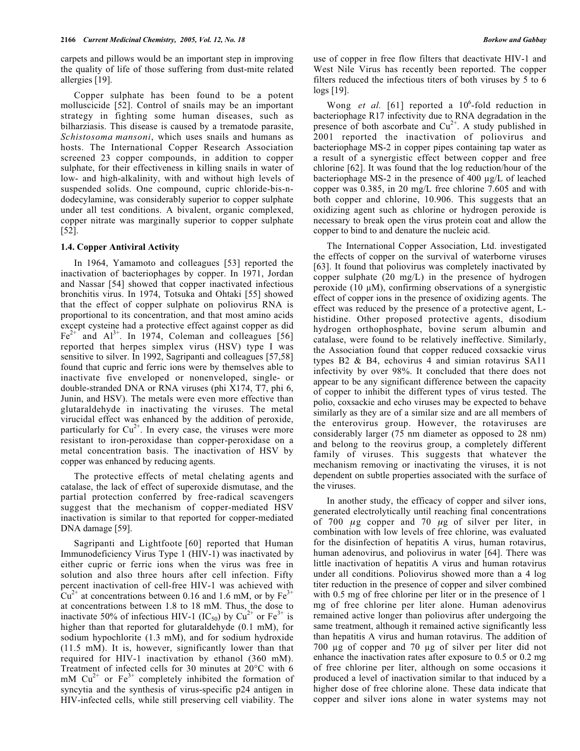carpets and pillows would be an important step in improving the quality of life of those suffering from dust-mite related allergies [19].

Copper sulphate has been found to be a potent molluscicide [52]. Control of snails may be an important strategy in fighting some human diseases, such as bilharziasis. This disease is caused by a trematode parasite, *Schistosoma mansoni*, which uses snails and humans as hosts. The International Copper Research Association screened 23 copper compounds, in addition to copper sulphate, for their effectiveness in killing snails in water of low- and high-alkalinity, with and without high levels of suspended solids. One compound, cupric chloride-bis-n-dodecylamine, was considerably superior to copper sulphate under all test conditions. A bivalent, organic complexed, copper nitrate was marginally superior to copper sulphate [52].

### 1.4. Copper Antiviral Activity

In 1964, Yamamoto and colleagues [53] reported the inactivation of bacteriophages by copper. In 1971, Jordan and Nassar [54] showed that copper inactivated infectious bronchitis virus. In 1974, Totsuka and Ohtaki [55] showed that the effect of copper sulphate on poliovirus RNA is proportional to its concentration, and that most amino acids except cysteine had a protective effect against copper as did $Fe^{2+}$ and $Al^{3+}$. In 1974, Coleman and colleagues [56] reported that herpes simplex virus (HSV) type I was sensitive to silver. In 1992, Sagripanti and colleagues [57,58] found that cupric and ferric ions were by themselves able to inactivate five enveloped or nonenveloped, single- or double-stranded DNA or RNA viruses (phi X174, T7, phi 6, Junin, and HSV). The metals were even more effective than glutaraldehyde in inactivating the viruses. The metal virucidal effect was enhanced by the addition of peroxide, particularly for $Cu^{2+}$. In every case, the viruses were more resistant to iron-peroxidase than copper-peroxidase on a metal concentration basis. The inactivation of HSV by copper was enhanced by reducing agents.

The protective effects of metal chelating agents and catalase, the lack of effect of superoxide dismutase, and the partial protection conferred by free-radical scavengers suggest that the mechanism of copper-mediated HSV inactivation is similar to that reported for copper-mediated DNA damage [59].

Sagripanti and Lightfoote [60] reported that Human Immunodeficiency Virus Type 1 (HIV-1) was inactivated by either cupric or ferric ions when the virus was free in solution and also three hours after cell infection. Fifty percent inactivation of cell-free HIV-1 was achieved with $Cu^{2+}$ at concentrations between 0.16 and 1.6 mM, or by $Fe^{3+}$ at concentrations between 1.8 to 18 mM. Thus, the dose to inactivate 50% of infectious HIV-1 ($IC_{50}$) by $Cu^{2+}$ or $Fe^{3+}$ is higher than that reported for glutaraldehyde (0.1 mM), for sodium hypochlorite (1.3 mM), and for sodium hydroxide (11.5 mM). It is, however, significantly lower than that required for HIV-1 inactivation by ethanol (360 mM). Treatment of infected cells for 30 minutes at 20°C with 6 mM $Cu^{2+}$ or $Fe^{3+}$ completely inhibited the formation of syncytia and the synthesis of virus-specific p24 antigen in HIV-infected cells, while still preserving cell viability. The use of copper in free flow filters that deactivate HIV-1 and West Nile Virus has recently been reported. The copper filters reduced the infectious titers of both viruses by 5 to 6 logs [19].

Wong *et al.* [61] reported a $10^6$-fold reduction in bacteriophage R17 infectivity due to RNA degradation in the presence of both ascorbate and $Cu^{2+}$. A study published in 2001 reported the inactivation of poliovirus and bacteriophage MS-2 in copper pipes containing tap water as a result of a synergistic effect between copper and free chlorine [62]. It was found that the log reduction/hour of the bacteriophage MS-2 in the presence of 400 µg/L of leached copper was 0.385, in 20 mg/L free chlorine 7.605 and with both copper and chlorine, 10.906. This suggests that an oxidizing agent such as chlorine or hydrogen peroxide is necessary to break open the virus protein coat and allow the copper to bind to and denature the nucleic acid.

The International Copper Association, Ltd. investigated the effects of copper on the survival of waterborne viruses [63]. It found that poliovirus was completely inactivated by copper sulphate (20 mg/L) in the presence of hydrogen peroxide (10 µM), confirming observations of a synergistic effect of copper ions in the presence of oxidizing agents. The effect was reduced by the presence of a protective agent, L-histidine. Other proposed protective agents, disodium hydrogen orthophosphate, bovine serum albumin and catalase, were found to be relatively ineffective. Similarly, the Association found that copper reduced coxsackie virus types B2 & B4, echovirus 4 and simian rotavirus SA11 infectivity by over 98%. It concluded that there does not appear to be any significant difference between the capacity of copper to inhibit the different types of virus tested. The polio, coxsackie and echo viruses may be expected to behave similarly as they are of a similar size and are all members of the enterovirus group. However, the rotaviruses are considerably larger (75 nm diameter as opposed to 28 nm) and belong to the reovirus group, a completely different family of viruses. This suggests that whatever the mechanism removing or inactivating the viruses, it is not dependent on subtle properties associated with the surface of the viruses.

In another study, the efficacy of copper and silver ions, generated electrolytically until reaching final concentrations of 700 µg copper and 70 µg of silver per liter, in combination with low levels of free chlorine, was evaluated for the disinfection of hepatitis A virus, human rotavirus, human adenovirus, and poliovirus in water [64]. There was little inactivation of hepatitis A virus and human rotavirus under all conditions. Poliovirus showed more than a 4 log titer reduction in the presence of copper and silver combined with 0.5 mg of free chlorine per liter or in the presence of 1 mg of free chlorine per liter alone. Human adenovirus remained active longer than poliovirus after undergoing the same treatment, although it remained active significantly less than hepatitis A virus and human rotavirus. The addition of 700 µg of copper and 70 µg of silver per liter did not enhance the inactivation rates after exposure to 0.5 or 0.2 mg of free chlorine per liter, although on some occasions it produced a level of inactivation similar to that induced by a higher dose of free chlorine alone. These data indicate that copper and silver ions alone in water systems may not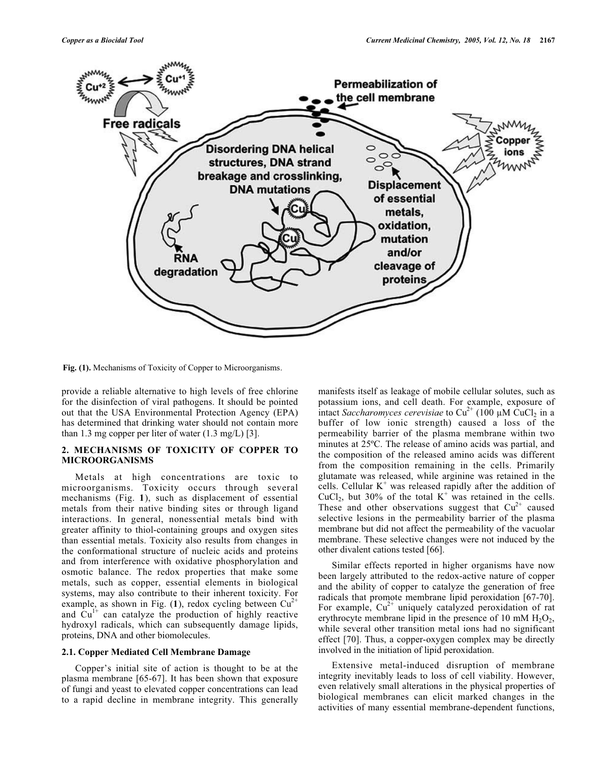Fig. (1). Mechanisms of Toxicity of Copper to Microorganisms.

provide a reliable alternative to high levels of free chlorine for the disinfection of viral pathogens. It should be pointed out that the USA Environmental Protection Agency (EPA) has determined that drinking water should not contain more than 1.3 mg copper per liter of water (1.3 mg/L) [3].

## 2. MECHANISMS OF TOXICITY OF COPPER TO MICROORGANISMS

Metals at high concentrations are toxic to microorganisms. Toxicity occurs through several mechanisms (Fig. **1**), such as displacement of essential metals from their native binding sites or through ligand interactions. In general, nonessential metals bind with greater affinity to thiol-containing groups and oxygen sites than essential metals. Toxicity also results from changes in the conformational structure of nucleic acids and proteins and from interference with oxidative phosphorylation and osmotic balance. The redox properties that make some metals, such as copper, essential elements in biological systems, may also contribute to their inherent toxicity. For example, as shown in Fig. (**1**), redox cycling between $Cu^{2+}$ and $Cu^{1+}$ can catalyze the production of highly reactive hydroxyl radicals, which can subsequently damage lipids, proteins, DNA and other biomolecules.

### 2.1. Copper Mediated Cell Membrane Damage

Copper's initial site of action is thought to be at the plasma membrane [65-67]. It has been shown that exposure of fungi and yeast to elevated copper concentrations can lead to a rapid decline in membrane integrity. This generally manifests itself as leakage of mobile cellular solutes, such as potassium ions, and cell death. For example, exposure of intact *Saccharomyces cerevisiae* to $Cu^{2+}$ (100 µM $CuCl_2$ in a buffer of low ionic strength) caused a loss of the permeability barrier of the plasma membrane within two minutes at 25ºC. The release of amino acids was partial, and the composition of the released amino acids was different from the composition remaining in the cells. Primarily glutamate was released, while arginine was retained in the cells. Cellular $K^+$ was released rapidly after the addition of $CuCl_2$, but 30% of the total $K^+$ was retained in the cells. These and other observations suggest that $Cu^{2+}$ caused selective lesions in the permeability barrier of the plasma membrane but did not affect the permeability of the vacuolar membrane. These selective changes were not induced by the other divalent cations tested [66].

Similar effects reported in higher organisms have now been largely attributed to the redox-active nature of copper and the ability of copper to catalyze the generation of free radicals that promote membrane lipid peroxidation [67-70]. For example, $Cu^{2+}$ uniquely catalyzed peroxidation of rat erythrocyte membrane lipid in the presence of 10 mM $H_2O_2$, while several other transition metal ions had no significant effect [70]. Thus, a copper-oxygen complex may be directly involved in the initiation of lipid peroxidation.

Extensive metal-induced disruption of membrane integrity inevitably leads to loss of cell viability. However, even relatively small alterations in the physical properties of biological membranes can elicit marked changes in the activities of many essential membrane-dependent functions,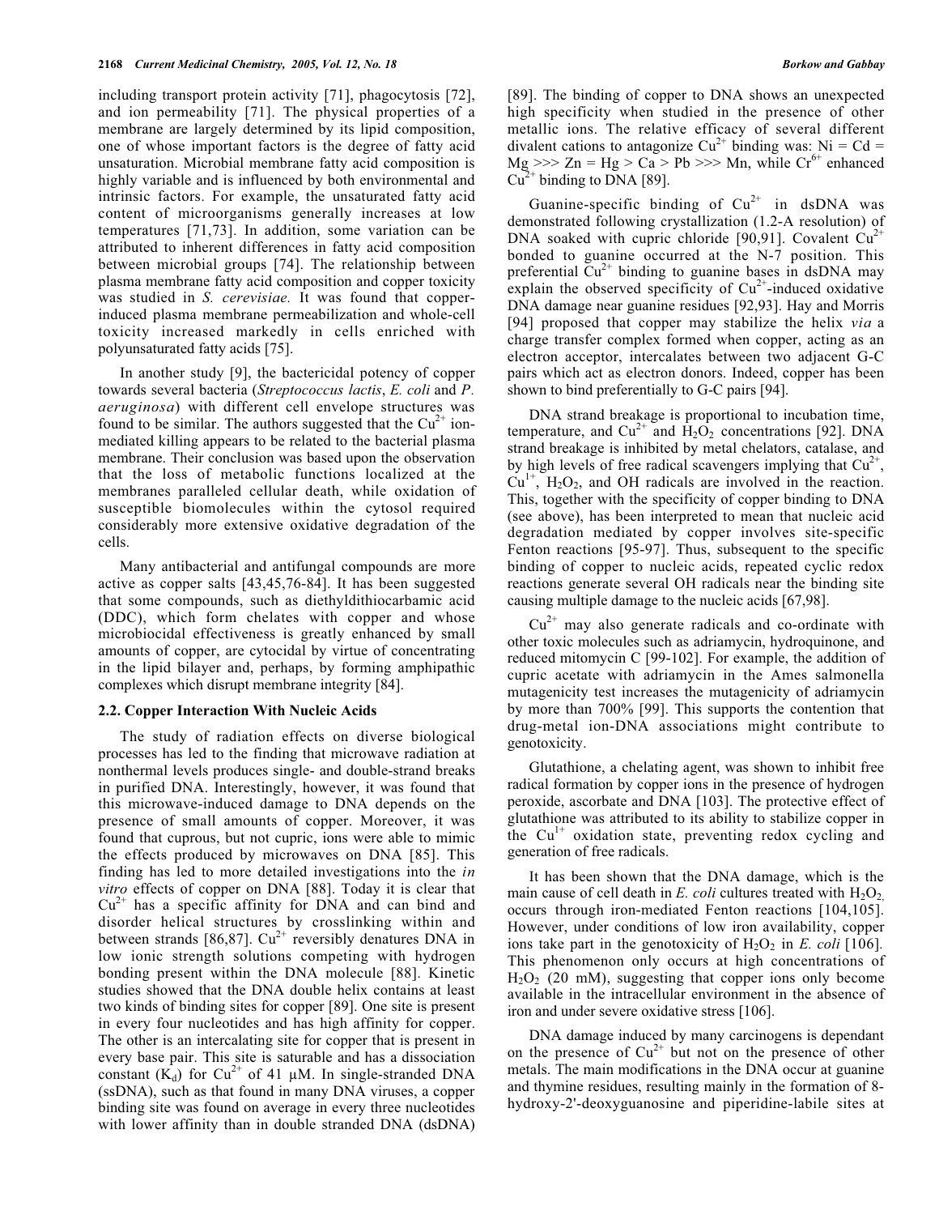including transport protein activity [71], phagocytosis [72], and ion permeability [71]. The physical properties of a membrane are largely determined by its lipid composition, one of whose important factors is the degree of fatty acid unsaturation. Microbial membrane fatty acid composition is highly variable and is influenced by both environmental and intrinsic factors. For example, the unsaturated fatty acid content of microorganisms generally increases at low temperatures [71,73]. In addition, some variation can be attributed to inherent differences in fatty acid composition between microbial groups [74]. The relationship between plasma membrane fatty acid composition and copper toxicity was studied in *S. cerevisiae.* It was found that copper-induced plasma membrane permeabilization and whole-cell toxicity increased markedly in cells enriched with polyunsaturated fatty acids [75].

In another study [9], the bactericidal potency of copper towards several bacteria (*Streptococcus lactis*, *E. coli* and *P. aeruginosa*) with different cell envelope structures was found to be similar. The authors suggested that the $Cu^{2+}$ ion-mediated killing appears to be related to the bacterial plasma membrane. Their conclusion was based upon the observation that the loss of metabolic functions localized at the membranes paralleled cellular death, while oxidation of susceptible biomolecules within the cytosol required considerably more extensive oxidative degradation of the cells.

Many antibacterial and antifungal compounds are more active as copper salts [43,45,76-84]. It has been suggested that some compounds, such as diethyldithiocarbamic acid (DDC), which form chelates with copper and whose microbiocidal effectiveness is greatly enhanced by small amounts of copper, are cytocidal by virtue of concentrating in the lipid bilayer and, perhaps, by forming amphipathic complexes which disrupt membrane integrity [84].

### 2.2. Copper Interaction With Nucleic Acids

The study of radiation effects on diverse biological processes has led to the finding that microwave radiation at nonthermal levels produces single- and double-strand breaks in purified DNA. Interestingly, however, it was found that this microwave-induced damage to DNA depends on the presence of small amounts of copper. Moreover, it was found that cuprous, but not cupric, ions were able to mimic the effects produced by microwaves on DNA [85]. This finding has led to more detailed investigations into the *in vitro* effects of copper on DNA [88]. Today it is clear that $Cu^{2+}$ has a specific affinity for DNA and can bind and disorder helical structures by crosslinking within and between strands [86,87]. $Cu^{2+}$ reversibly denatures DNA in low ionic strength solutions competing with hydrogen bonding present within the DNA molecule [88]. Kinetic studies showed that the DNA double helix contains at least two kinds of binding sites for copper [89]. One site is present in every four nucleotides and has high affinity for copper. The other is an intercalating site for copper that is present in every base pair. This site is saturable and has a dissociation constant ($K_d$) for $Cu^{2+}$ of 41 μM. In single-stranded DNA (ssDNA), such as that found in many DNA viruses, a copper binding site was found on average in every three nucleotides with lower affinity than in double stranded DNA (dsDNA) [89]. The binding of copper to DNA shows an unexpected high specificity when studied in the presence of other metallic ions. The relative efficacy of several different divalent cations to antagonize $Cu^{2+}$ binding was: Ni = Cd = Mg >>> Zn = Hg > Ca > Pb >>> Mn, while $Cr^{6+}$ enhanced $Cu^{2+}$ binding to DNA [89].

Guanine-specific binding of $Cu^{2+}$ in dsDNA was demonstrated following crystallization (1.2-A resolution) of DNA soaked with cupric chloride [90,91]. Covalent $Cu^{2+}$ bonded to guanine occurred at the N-7 position. This preferential $Cu^{2+}$ binding to guanine bases in dsDNA may explain the observed specificity of $Cu^{2+}$-induced oxidative DNA damage near guanine residues [92,93]. Hay and Morris [94] proposed that copper may stabilize the helix *via* a charge transfer complex formed when copper, acting as an electron acceptor, intercalates between two adjacent G-C pairs which act as electron donors. Indeed, copper has been shown to bind preferentially to G-C pairs [94].

DNA strand breakage is proportional to incubation time, temperature, and $Cu^{2+}$ and $H_2O_2$ concentrations [92]. DNA strand breakage is inhibited by metal chelators, catalase, and by high levels of free radical scavengers implying that $Cu^{2+}$, $Cu^{1+}$, $H_2O_2$, and OH radicals are involved in the reaction. This, together with the specificity of copper binding to DNA (see above), has been interpreted to mean that nucleic acid degradation mediated by copper involves site-specific Fenton reactions [95-97]. Thus, subsequent to the specific binding of copper to nucleic acids, repeated cyclic redox reactions generate several OH radicals near the binding site causing multiple damage to the nucleic acids [67,98].

$Cu^{2+}$ may also generate radicals and co-ordinate with other toxic molecules such as adriamycin, hydroquinone, and reduced mitomycin C [99-102]. For example, the addition of cupric acetate with adriamycin in the Ames salmonella mutagenicity test increases the mutagenicity of adriamycin by more than 700% [99]. This supports the contention that drug-metal ion-DNA associations might contribute to genotoxicity.

Glutathione, a chelating agent, was shown to inhibit free radical formation by copper ions in the presence of hydrogen peroxide, ascorbate and DNA [103]. The protective effect of glutathione was attributed to its ability to stabilize copper in the $Cu^{1+}$ oxidation state, preventing redox cycling and generation of free radicals.

It has been shown that the DNA damage, which is the main cause of cell death in *E. coli* cultures treated with $H_2O_2$, occurs through iron-mediated Fenton reactions [104,105]. However, under conditions of low iron availability, copper ions take part in the genotoxicity of $H_2O_2$ in *E. coli* [106]. This phenomenon only occurs at high concentrations of $H_2O_2$ (20 mM), suggesting that copper ions only become available in the intracellular environment in the absence of iron and under severe oxidative stress [106].

DNA damage induced by many carcinogens is dependant on the presence of $Cu^{2+}$ but not on the presence of other metals. The main modifications in the DNA occur at guanine and thymine residues, resulting mainly in the formation of 8-hydroxy-2'-deoxyguanosine and piperidine-labile sites at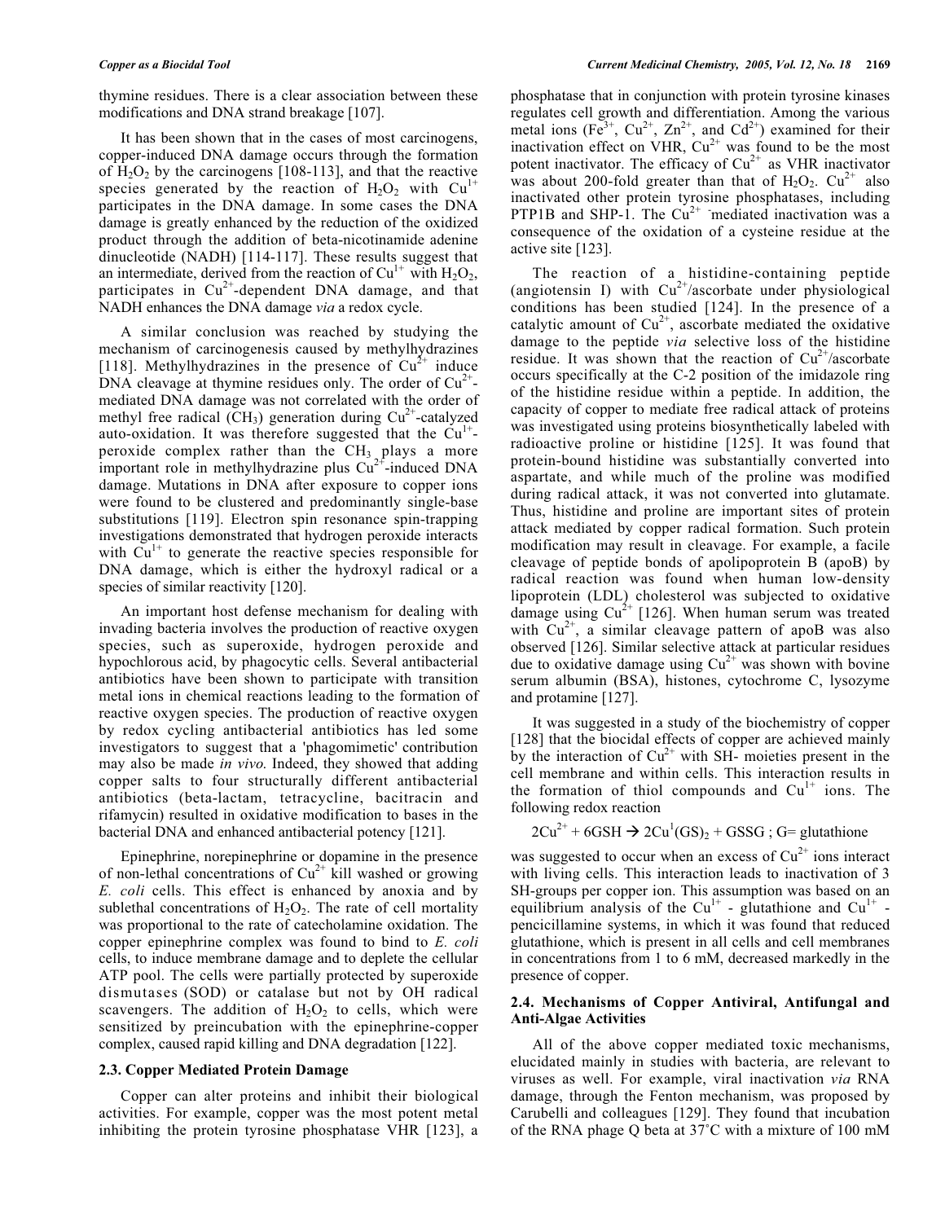thymine residues. There is a clear association between these modifications and DNA strand breakage [107].

It has been shown that in the cases of most carcinogens, copper-induced DNA damage occurs through the formation of $H_2O_2$ by the carcinogens [108-113], and that the reactive species generated by the reaction of $H_2O_2$ with $Cu^{1+}$ participates in the DNA damage. In some cases the DNA damage is greatly enhanced by the reduction of the oxidized product through the addition of beta-nicotinamide adenine dinucleotide (NADH) [114-117]. These results suggest that an intermediate, derived from the reaction of $Cu^{1+}$ with $H_2O_2$, participates in $Cu^{2+}$-dependent DNA damage, and that NADH enhances the DNA damage *via* a redox cycle.

A similar conclusion was reached by studying the mechanism of carcinogenesis caused by methylhydrazines [118]. Methylhydrazines in the presence of $Cu^{2+}$ induce DNA cleavage at thymine residues only. The order of $Cu^{2+}$-mediated DNA damage was not correlated with the order of methyl free radical ($CH_3$) generation during $Cu^{2+}$-catalyzed auto-oxidation. It was therefore suggested that the $Cu^{1+}$-peroxide complex rather than the $CH_3$ plays a more important role in methylhydrazine plus $Cu^{2+}$-induced DNA damage. Mutations in DNA after exposure to copper ions were found to be clustered and predominantly single-base substitutions [119]. Electron spin resonance spin-trapping investigations demonstrated that hydrogen peroxide interacts with $Cu^{1+}$ to generate the reactive species responsible for DNA damage, which is either the hydroxyl radical or a species of similar reactivity [120].

An important host defense mechanism for dealing with invading bacteria involves the production of reactive oxygen species, such as superoxide, hydrogen peroxide and hypochlorous acid, by phagocytic cells. Several antibacterial antibiotics have been shown to participate with transition metal ions in chemical reactions leading to the formation of reactive oxygen species. The production of reactive oxygen by redox cycling antibacterial antibiotics has led some investigators to suggest that a 'phagomimetic' contribution may also be made *in vivo*. Indeed, they showed that adding copper salts to four structurally different antibacterial antibiotics (beta-lactam, tetracycline, bacitracin and rifamycin) resulted in oxidative modification to bases in the bacterial DNA and enhanced antibacterial potency [121].

Epinephrine, norepinephrine or dopamine in the presence of non-lethal concentrations of $Cu^{2+}$ kill washed or growing *E. coli* cells. This effect is enhanced by anoxia and by sublethal concentrations of $H_2O_2$. The rate of cell mortality was proportional to the rate of catecholamine oxidation. The copper epinephrine complex was found to bind to *E. coli* cells, to induce membrane damage and to deplete the cellular ATP pool. The cells were partially protected by superoxide dismutases (SOD) or catalase but not by OH radical scavengers. The addition of $H_2O_2$ to cells, which were sensitized by preincubation with the epinephrine-copper complex, caused rapid killing and DNA degradation [122].

### 2.3. Copper Mediated Protein Damage

Copper can alter proteins and inhibit their biological activities. For example, copper was the most potent metal inhibiting the protein tyrosine phosphatase VHR [123], a phosphatase that in conjunction with protein tyrosine kinases regulates cell growth and differentiation. Among the various metal ions ($Fe^{3+}$, $Cu^{2+}$, $Zn^{2+}$, and $Cd^{2+}$) examined for their inactivation effect on VHR, $Cu^{2+}$ was found to be the most potent inactivator. The efficacy of $Cu^{2+}$ as VHR inactivator was about 200-fold greater than that of $H_2O_2$. $Cu^{2+}$ also inactivated other protein tyrosine phosphatases, including PTP1B and SHP-1. The $Cu^{2+}$ -mediated inactivation was a consequence of the oxidation of a cysteine residue at the active site [123].

The reaction of a histidine-containing peptide (angiotensin I) with $Cu^{2+}$/ascorbate under physiological conditions has been studied [124]. In the presence of a catalytic amount of $Cu^{2+}$, ascorbate mediated the oxidative damage to the peptide *via* selective loss of the histidine residue. It was shown that the reaction of $Cu^{2+}$/ascorbate occurs specifically at the C-2 position of the imidazole ring of the histidine residue within a peptide. In addition, the capacity of copper to mediate free radical attack of proteins was investigated using proteins biosynthetically labeled with radioactive proline or histidine [125]. It was found that protein-bound histidine was substantially converted into aspartate, and while much of the proline was modified during radical attack, it was not converted into glutamate. Thus, histidine and proline are important sites of protein attack mediated by copper radical formation. Such protein modification may result in cleavage. For example, a facile cleavage of peptide bonds of apolipoprotein B (apoB) by radical reaction was found when human low-density lipoprotein (LDL) cholesterol was subjected to oxidative damage using $Cu^{2+}$ [126]. When human serum was treated with $Cu^{2+}$, a similar cleavage pattern of apoB was also observed [126]. Similar selective attack at particular residues due to oxidative damage using $Cu^{2+}$ was shown with bovine serum albumin (BSA), histones, cytochrome C, lysozyme and protamine [127].

It was suggested in a study of the biochemistry of copper [128] that the biocidal effects of copper are achieved mainly by the interaction of $Cu^{2+}$ with SH- moieties present in the cell membrane and within cells. This interaction results in the formation of thiol compounds and $Cu^{1+}$ ions. The following redox reaction

$$2Cu^{2+} + 6GSH \rightarrow 2Cu^{I}(GS)_2 + GSSG \text{ ; G= glutathione}$$

was suggested to occur when an excess of $Cu^{2+}$ ions interact with living cells. This interaction leads to inactivation of 3 SH-groups per copper ion. This assumption was based on an equilibrium analysis of the $Cu^{1+}$ - glutathione and $Cu^{1+}$ - pencicillamine systems, in which it was found that reduced glutathione, which is present in all cells and cell membranes in concentrations from 1 to 6 mM, decreased markedly in the presence of copper.

### 2.4. Mechanisms of Copper Antiviral, Antifungal and Anti-Algae Activities

All of the above copper mediated toxic mechanisms, elucidated mainly in studies with bacteria, are relevant to viruses as well. For example, viral inactivation *via* RNA damage, through the Fenton mechanism, was proposed by Carubelli and colleagues [129]. They found that incubation of the RNA phage Q beta at 37˚C with a mixture of 100 mM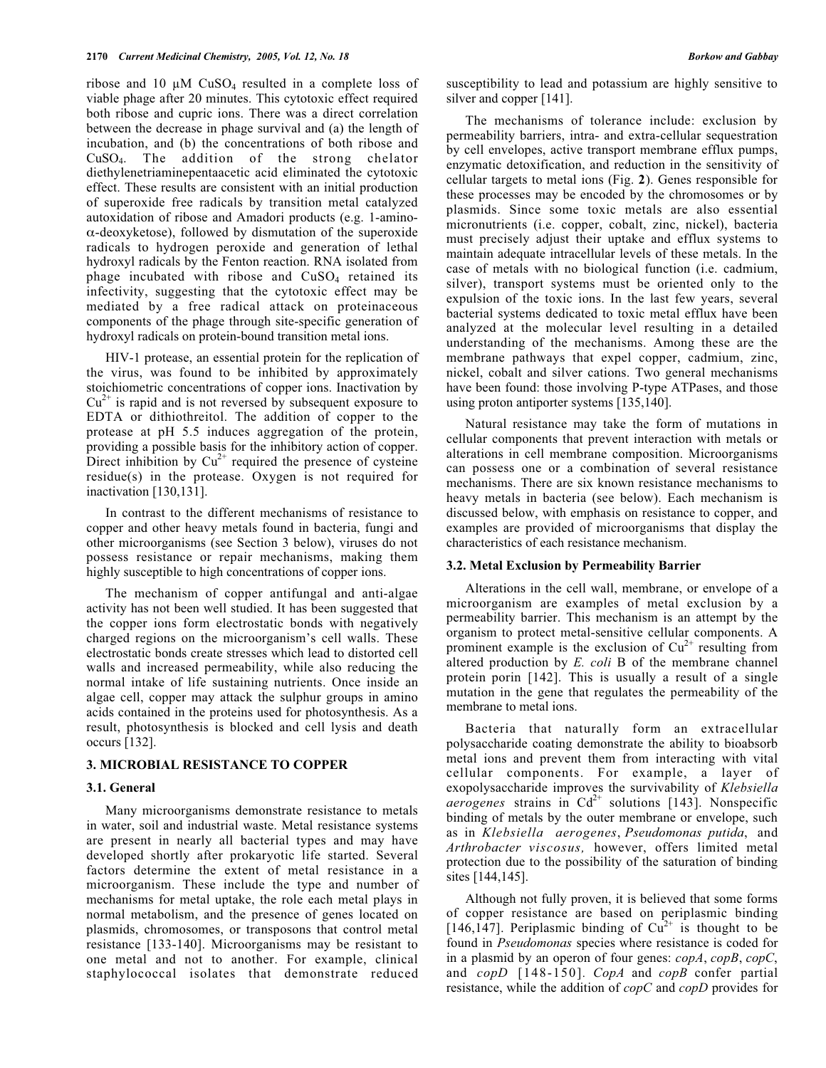ribose and 10 μM $CuSO_4$ resulted in a complete loss of viable phage after 20 minutes. This cytotoxic effect required both ribose and cupric ions. There was a direct correlation between the decrease in phage survival and (a) the length of incubation, and (b) the concentrations of both ribose and $CuSO_4$. The addition of the strong chelator diethylenetriaminepentaacetic acid eliminated the cytotoxic effect. These results are consistent with an initial production of superoxide free radicals by transition metal catalyzed autoxidation of ribose and Amadori products (e.g. 1-amino-α-deoxyketose), followed by dismutation of the superoxide radicals to hydrogen peroxide and generation of lethal hydroxyl radicals by the Fenton reaction. RNA isolated from phage incubated with ribose and $CuSO_4$ retained its infectivity, suggesting that the cytotoxic effect may be mediated by a free radical attack on proteinaceous components of the phage through site-specific generation of hydroxyl radicals on protein-bound transition metal ions.

HIV-1 protease, an essential protein for the replication of the virus, was found to be inhibited by approximately stoichiometric concentrations of copper ions. Inactivation by $Cu^{2+}$ is rapid and is not reversed by subsequent exposure to EDTA or dithiothreitol. The addition of copper to the protease at pH 5.5 induces aggregation of the protein, providing a possible basis for the inhibitory action of copper. Direct inhibition by $Cu^{2+}$ required the presence of cysteine residue(s) in the protease. Oxygen is not required for inactivation [130,131].

In contrast to the different mechanisms of resistance to copper and other heavy metals found in bacteria, fungi and other microorganisms (see Section 3 below), viruses do not possess resistance or repair mechanisms, making them highly susceptible to high concentrations of copper ions.

The mechanism of copper antifungal and anti-algae activity has not been well studied. It has been suggested that the copper ions form electrostatic bonds with negatively charged regions on the microorganism's cell walls. These electrostatic bonds create stresses which lead to distorted cell walls and increased permeability, while also reducing the normal intake of life sustaining nutrients. Once inside an algae cell, copper may attack the sulphur groups in amino acids contained in the proteins used for photosynthesis. As a result, photosynthesis is blocked and cell lysis and death occurs [132].

## 3. MICROBIAL RESISTANCE TO COPPER

### 3.1. General

Many microorganisms demonstrate resistance to metals in water, soil and industrial waste. Metal resistance systems are present in nearly all bacterial types and may have developed shortly after prokaryotic life started. Several factors determine the extent of metal resistance in a microorganism. These include the type and number of mechanisms for metal uptake, the role each metal plays in normal metabolism, and the presence of genes located on plasmids, chromosomes, or transposons that control metal resistance [133-140]. Microorganisms may be resistant to one metal and not to another. For example, clinical staphylococcal isolates that demonstrate reduced susceptibility to lead and potassium are highly sensitive to silver and copper [141].

The mechanisms of tolerance include: exclusion by permeability barriers, intra- and extra-cellular sequestration by cell envelopes, active transport membrane efflux pumps, enzymatic detoxification, and reduction in the sensitivity of cellular targets to metal ions (Fig. **2**). Genes responsible for these processes may be encoded by the chromosomes or by plasmids. Since some toxic metals are also essential micronutrients (i.e. copper, cobalt, zinc, nickel), bacteria must precisely adjust their uptake and efflux systems to maintain adequate intracellular levels of these metals. In the case of metals with no biological function (i.e. cadmium, silver), transport systems must be oriented only to the expulsion of the toxic ions. In the last few years, several bacterial systems dedicated to toxic metal efflux have been analyzed at the molecular level resulting in a detailed understanding of the mechanisms. Among these are the membrane pathways that expel copper, cadmium, zinc, nickel, cobalt and silver cations. Two general mechanisms have been found: those involving P-type ATPases, and those using proton antiporter systems [135,140].

Natural resistance may take the form of mutations in cellular components that prevent interaction with metals or alterations in cell membrane composition. Microorganisms can possess one or a combination of several resistance mechanisms. There are six known resistance mechanisms to heavy metals in bacteria (see below). Each mechanism is discussed below, with emphasis on resistance to copper, and examples are provided of microorganisms that display the characteristics of each resistance mechanism.

### 3.2. Metal Exclusion by Permeability Barrier

Alterations in the cell wall, membrane, or envelope of a microorganism are examples of metal exclusion by a permeability barrier. This mechanism is an attempt by the organism to protect metal-sensitive cellular components. A prominent example is the exclusion of $Cu^{2+}$ resulting from altered production by *E. coli* B of the membrane channel protein porin [142]. This is usually a result of a single mutation in the gene that regulates the permeability of the membrane to metal ions.

Bacteria that naturally form an extracellular polysaccharide coating demonstrate the ability to bioabsorb metal ions and prevent them from interacting with vital cellular components. For example, a layer of exopolysaccharide improves the survivability of *Klebsiella aerogenes* strains in $Cd^{2+}$ solutions [143]. Nonspecific binding of metals by the outer membrane or envelope, such as in *Klebsiella aerogenes*, *Pseudomonas putida*, and *Arthrobacter viscosus,* however, offers limited metal protection due to the possibility of the saturation of binding sites [144,145].

Although not fully proven, it is believed that some forms of copper resistance are based on periplasmic binding [146,147]. Periplasmic binding of $Cu^{2+}$ is thought to be found in *Pseudomonas* species where resistance is coded for in a plasmid by an operon of four genes: *copA*, *copB*, *copC*, and *copD* [148-150]. *CopA* and *copB* confer partial resistance, while the addition of *copC* and *copD* provides for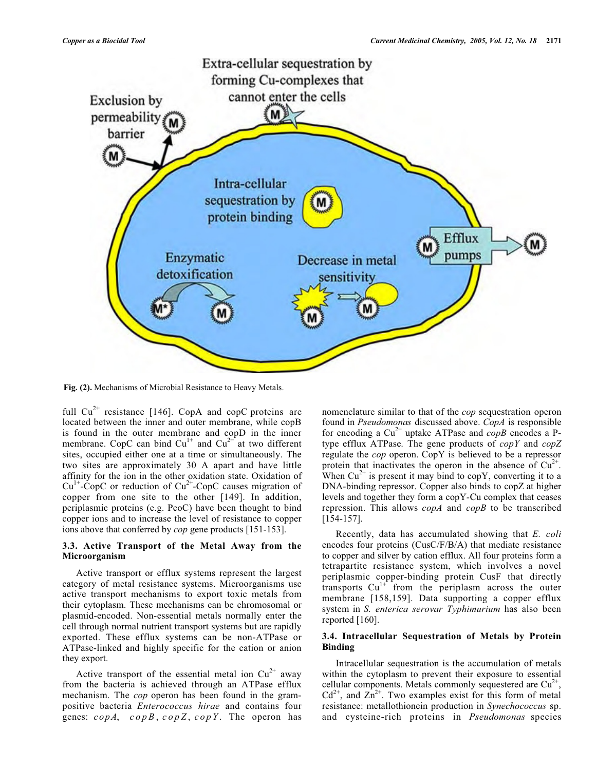Fig. (2). Mechanisms of Microbial Resistance to Heavy Metals.

full $Cu^{2+}$ resistance [146]. CopA and copC proteins are located between the inner and outer membrane, while copB is found in the outer membrane and copD in the inner membrane. CopC can bind $Cu^{1+}$ and $Cu^{2+}$ at two different sites, occupied either one at a time or simultaneously. The two sites are approximately 30 A apart and have little affinity for the ion in the other oxidation state. Oxidation of $Cu^{1+}$-CopC or reduction of $Cu^{2+}$-CopC causes migration of copper from one site to the other [149]. In addition, periplasmic proteins (e.g. PcoC) have been thought to bind copper ions and to increase the level of resistance to copper ions above that conferred by *cop* gene products [151-153].

### 3.3. Active Transport of the Metal Away from the Microorganism

Active transport or efflux systems represent the largest category of metal resistance systems. Microorganisms use active transport mechanisms to export toxic metals from their cytoplasm. These mechanisms can be chromosomal or plasmid-encoded. Non-essential metals normally enter the cell through normal nutrient transport systems but are rapidly exported. These efflux systems can be non-ATPase or ATPase-linked and highly specific for the cation or anion they export.

Active transport of the essential metal ion $Cu^{2+}$ away from the bacteria is achieved through an ATPase efflux mechanism. The *cop* operon has been found in the gram-positive bacteria *Enterococcus hirae* and contains four genes: *copA*, *copB*, *copZ*, *copY*. The operon has nomenclature similar to that of the *cop* sequestration operon found in *Pseudomonas* discussed above. *CopA* is responsible for encoding a $Cu^{2+}$ uptake ATPase and *copB* encodes a P-type efflux ATPase. The gene products of *copY* and *copZ* regulate the *cop* operon. CopY is believed to be a repressor protein that inactivates the operon in the absence of $Cu^{2+}$. When $Cu^{2+}$ is present it may bind to copY, converting it to a DNA-binding repressor. Copper also binds to copZ at higher levels and together they form a copY-Cu complex that ceases repression. This allows *copA* and *copB* to be transcribed [154-157].

Recently, data has accumulated showing that *E. coli* encodes four proteins (CusC/F/B/A) that mediate resistance to copper and silver by cation efflux. All four proteins form a tetrapartite resistance system, which involves a novel periplasmic copper-binding protein CusF that directly transports $Cu^{1+}$ from the periplasm across the outer membrane [158,159]. Data supporting a copper efflux system in *S. enterica serovar Typhimurium* has also been reported [160].

### 3.4. Intracellular Sequestration of Metals by Protein Binding

Intracellular sequestration is the accumulation of metals within the cytoplasm to prevent their exposure to essential cellular components. Metals commonly sequestered are $Cu^{2+}$, $Cd^{2+}$, and $Zn^{2+}$. Two examples exist for this form of metal resistance: metallothionein production in *Synechococcus* sp. and cysteine-rich proteins in *Pseudomonas* species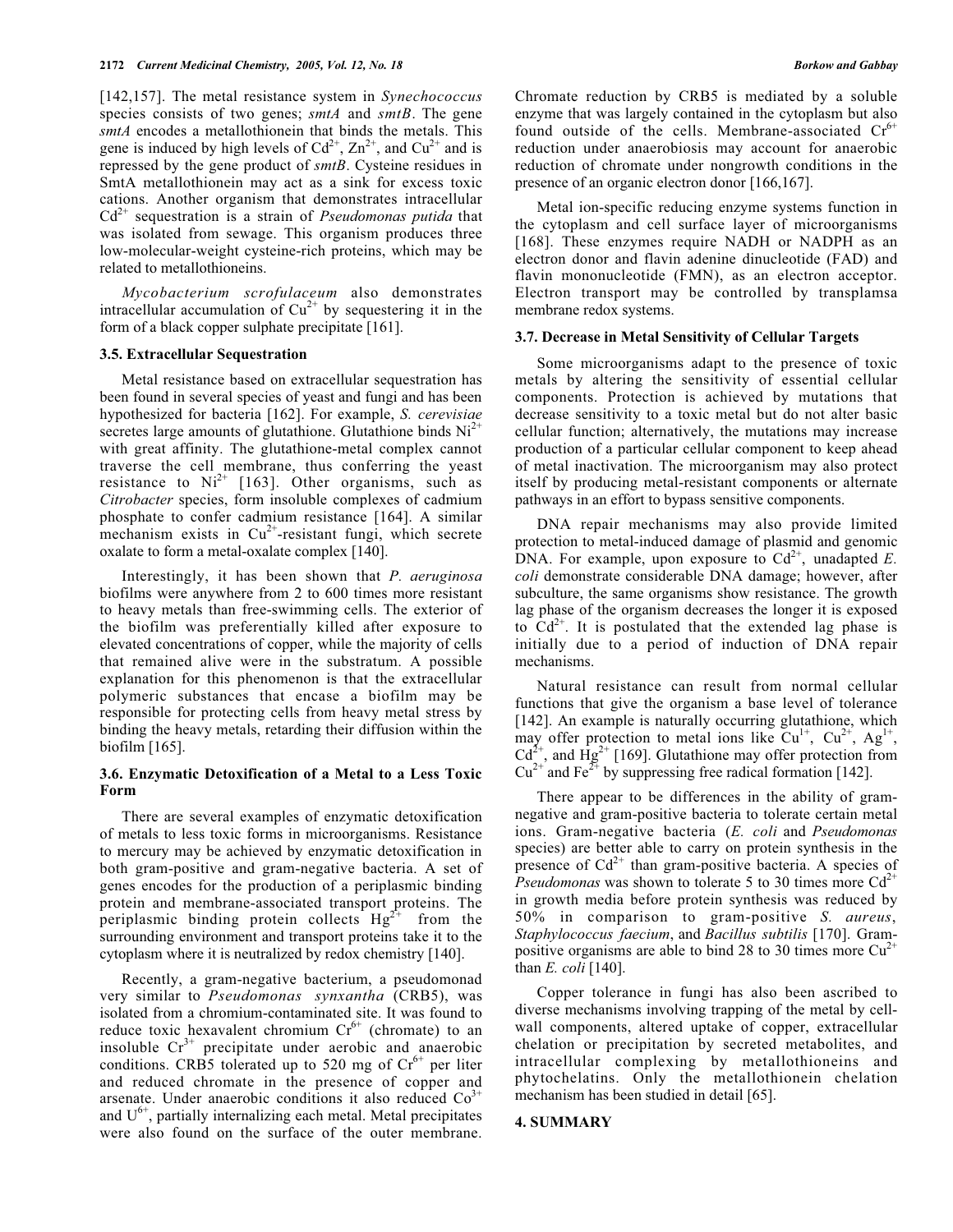[142,157]. The metal resistance system in *Synechococcus* species consists of two genes; *smtA* and *smtB*. The gene *smtA* encodes a metallothionein that binds the metals. This gene is induced by high levels of $Cd^{2+}$, $Zn^{2+}$, and $Cu^{2+}$ and is repressed by the gene product of *smtB*. Cysteine residues in SmtA metallothionein may act as a sink for excess toxic cations. Another organism that demonstrates intracellular $Cd^{2+}$ sequestration is a strain of *Pseudomonas putida* that was isolated from sewage. This organism produces three low-molecular-weight cysteine-rich proteins, which may be related to metallothioneins.

*Mycobacterium scrofulaceum* also demonstrates intracellular accumulation of $Cu^{2+}$ by sequestering it in the form of a black copper sulphate precipitate [161].

### 3.5. Extracellular Sequestration

Metal resistance based on extracellular sequestration has been found in several species of yeast and fungi and has been hypothesized for bacteria [162]. For example, *S. cerevisiae* secretes large amounts of glutathione. Glutathione binds $Ni^{2+}$ with great affinity. The glutathione-metal complex cannot traverse the cell membrane, thus conferring the yeast resistance to $Ni^{2+}$ [163]. Other organisms, such as *Citrobacter* species, form insoluble complexes of cadmium phosphate to confer cadmium resistance [164]. A similar mechanism exists in $Cu^{2+}$-resistant fungi, which secrete oxalate to form a metal-oxalate complex [140].

Interestingly, it has been shown that *P. aeruginosa* biofilms were anywhere from 2 to 600 times more resistant to heavy metals than free-swimming cells. The exterior of the biofilm was preferentially killed after exposure to elevated concentrations of copper, while the majority of cells that remained alive were in the substratum. A possible explanation for this phenomenon is that the extracellular polymeric substances that encase a biofilm may be responsible for protecting cells from heavy metal stress by binding the heavy metals, retarding their diffusion within the biofilm [165].

### 3.6. Enzymatic Detoxification of a Metal to a Less Toxic Form

There are several examples of enzymatic detoxification of metals to less toxic forms in microorganisms. Resistance to mercury may be achieved by enzymatic detoxification in both gram-positive and gram-negative bacteria. A set of genes encodes for the production of a periplasmic binding protein and membrane-associated transport proteins. The periplasmic binding protein collects $Hg^{2+}$ from the surrounding environment and transport proteins take it to the cytoplasm where it is neutralized by redox chemistry [140].

Recently, a gram-negative bacterium, a pseudomonad very similar to *Pseudomonas synxantha* (CRB5), was isolated from a chromium-contaminated site. It was found to reduce toxic hexavalent chromium $Cr^{6+}$ (chromate) to an insoluble $Cr^{3+}$ precipitate under aerobic and anaerobic conditions. CRB5 tolerated up to 520 mg of $Cr^{6+}$ per liter and reduced chromate in the presence of copper and arsenate. Under anaerobic conditions it also reduced $Co^{3+}$ and $U^{6+}$, partially internalizing each metal. Metal precipitates were also found on the surface of the outer membrane. Chromate reduction by CRB5 is mediated by a soluble enzyme that was largely contained in the cytoplasm but also found outside of the cells. Membrane-associated $Cr^{6+}$ reduction under anaerobiosis may account for anaerobic reduction of chromate under nongrowth conditions in the presence of an organic electron donor [166,167].

Metal ion-specific reducing enzyme systems function in the cytoplasm and cell surface layer of microorganisms [168]. These enzymes require NADH or NADPH as an electron donor and flavin adenine dinucleotide (FAD) and flavin mononucleotide (FMN), as an electron acceptor. Electron transport may be controlled by transplamsa membrane redox systems.

### 3.7. Decrease in Metal Sensitivity of Cellular Targets

Some microorganisms adapt to the presence of toxic metals by altering the sensitivity of essential cellular components. Protection is achieved by mutations that decrease sensitivity to a toxic metal but do not alter basic cellular function; alternatively, the mutations may increase production of a particular cellular component to keep ahead of metal inactivation. The microorganism may also protect itself by producing metal-resistant components or alternate pathways in an effort to bypass sensitive components.

DNA repair mechanisms may also provide limited protection to metal-induced damage of plasmid and genomic DNA. For example, upon exposure to $Cd^{2+}$, unadapted *E. coli* demonstrate considerable DNA damage; however, after subculture, the same organisms show resistance. The growth lag phase of the organism decreases the longer it is exposed to $Cd^{2+}$. It is postulated that the extended lag phase is initially due to a period of induction of DNA repair mechanisms.

Natural resistance can result from normal cellular functions that give the organism a base level of tolerance [142]. An example is naturally occurring glutathione, which may offer protection to metal ions like $Cu^{1+}$, $Cu^{2+}$, $Ag^{1+}$, $Cd^{2+}$, and $Hg^{2+}$ [169]. Glutathione may offer protection from $Cu^{2+}$ and $Fe^{2+}$ by suppressing free radical formation [142].

There appear to be differences in the ability of gram-negative and gram-positive bacteria to tolerate certain metal ions. Gram-negative bacteria (*E. coli* and *Pseudomonas* species) are better able to carry on protein synthesis in the presence of $Cd^{2+}$ than gram-positive bacteria. A species of *Pseudomonas* was shown to tolerate 5 to 30 times more $Cd^{2+}$ in growth media before protein synthesis was reduced by 50% in comparison to gram-positive *S. aureus*, *Staphylococcus faecium*, and *Bacillus subtilis* [170]. Gram-positive organisms are able to bind 28 to 30 times more $Cu^{2+}$ than *E. coli* [140].

Copper tolerance in fungi has also been ascribed to diverse mechanisms involving trapping of the metal by cell-wall components, altered uptake of copper, extracellular chelation or precipitation by secreted metabolites, and intracellular complexing by metallothioneins and phytochelatins. Only the metallothionein chelation mechanism has been studied in detail [65].

## 4. SUMMARY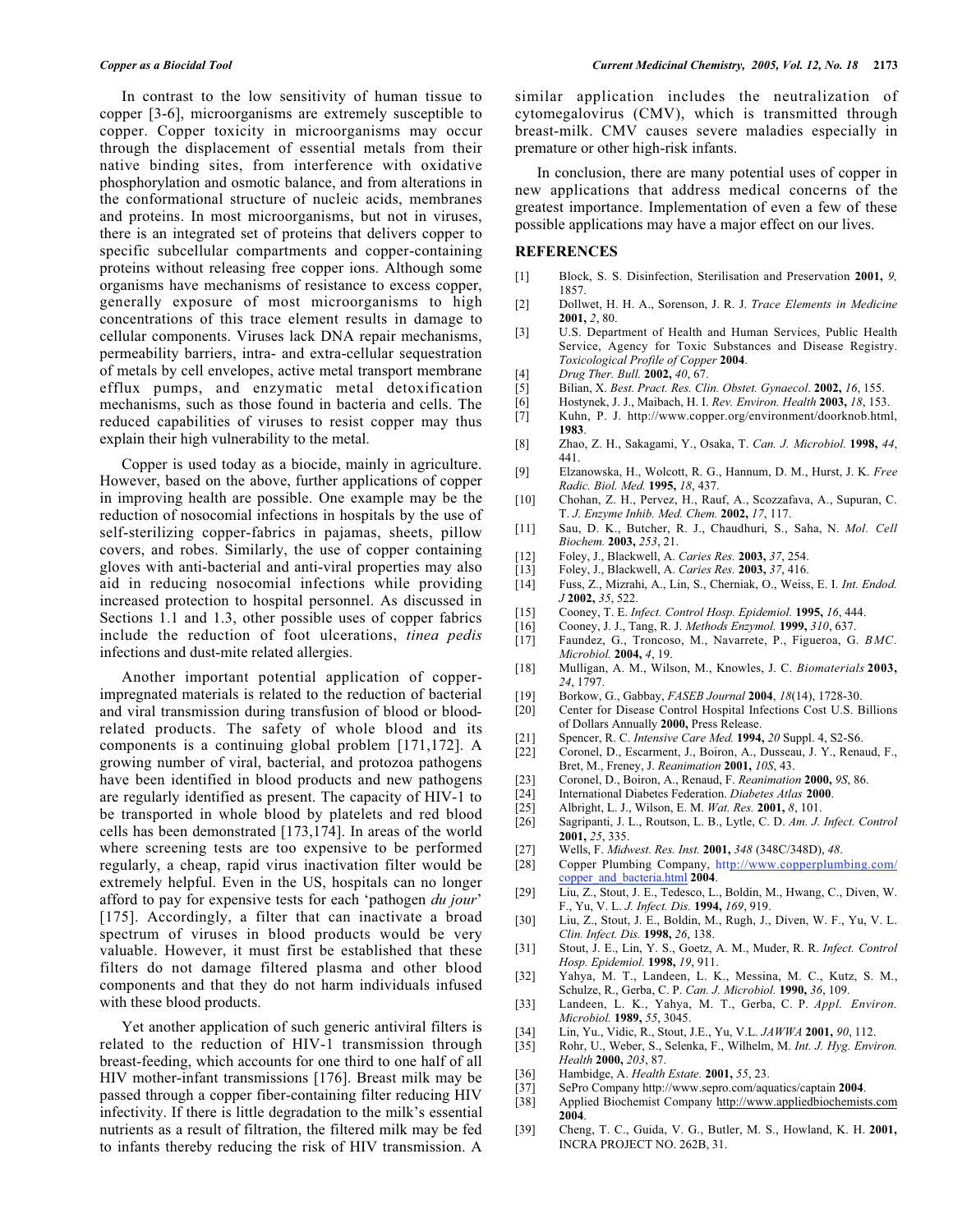In contrast to the low sensitivity of human tissue to copper [3-6], microorganisms are extremely susceptible to copper. Copper toxicity in microorganisms may occur through the displacement of essential metals from their native binding sites, from interference with oxidative phosphorylation and osmotic balance, and from alterations in the conformational structure of nucleic acids, membranes and proteins. In most microorganisms, but not in viruses, there is an integrated set of proteins that delivers copper to specific subcellular compartments and copper-containing proteins without releasing free copper ions. Although some organisms have mechanisms of resistance to excess copper, generally exposure of most microorganisms to high concentrations of this trace element results in damage to cellular components. Viruses lack DNA repair mechanisms, permeability barriers, intra- and extra-cellular sequestration of metals by cell envelopes, active metal transport membrane efflux pumps, and enzymatic metal detoxification mechanisms, such as those found in bacteria and cells. The reduced capabilities of viruses to resist copper may thus explain their high vulnerability to the metal.

Copper is used today as a biocide, mainly in agriculture. However, based on the above, further applications of copper in improving health are possible. One example may be the reduction of nosocomial infections in hospitals by the use of self-sterilizing copper-fabrics in pajamas, sheets, pillow covers, and robes. Similarly, the use of copper containing gloves with anti-bacterial and anti-viral properties may also aid in reducing nosocomial infections while providing increased protection to hospital personnel. As discussed in Sections 1.1 and 1.3, other possible uses of copper fabrics include the reduction of foot ulcerations, *tinea pedis* infections and dust-mite related allergies.

Another important potential application of copper-impregnated materials is related to the reduction of bacterial and viral transmission during transfusion of blood or blood-related products. The safety of whole blood and its components is a continuing global problem [171,172]. A growing number of viral, bacterial, and protozoa pathogens have been identified in blood products and new pathogens are regularly identified as present. The capacity of HIV-1 to be transported in whole blood by platelets and red blood cells has been demonstrated [173,174]. In areas of the world where screening tests are too expensive to be performed regularly, a cheap, rapid virus inactivation filter would be extremely helpful. Even in the US, hospitals can no longer afford to pay for expensive tests for each 'pathogen *du jour*' [175]. Accordingly, a filter that can inactivate a broad spectrum of viruses in blood products would be very valuable. However, it must first be established that these filters do not damage filtered plasma and other blood components and that they do not harm individuals infused with these blood products.

Yet another application of such generic antiviral filters is related to the reduction of HIV-1 transmission through breast-feeding, which accounts for one third to one half of all HIV mother-infant transmissions [176]. Breast milk may be passed through a copper fiber-containing filter reducing HIV infectivity. If there is little degradation to the milk's essential nutrients as a result of filtration, the filtered milk may be fed to infants thereby reducing the risk of HIV transmission. A similar application includes the neutralization of cytomegalovirus (CMV), which is transmitted through breast-milk. CMV causes severe maladies especially in premature or other high-risk infants.

In conclusion, there are many potential uses of copper in new applications that address medical concerns of the greatest importance. Implementation of even a few of these possible applications may have a major effect on our lives.

## REFERENCES

[1] Block, S. S. Disinfection, Sterilisation and Preservation **2001,** *9,* 1857.

[2] Dollwet, H. H. A., Sorenson, J. R. J. *Trace Elements in Medicine* **2001,** *2*, 80.

[3] U.S. Department of Health and Human Services, Public Health Service, Agency for Toxic Substances and Disease Registry. *Toxicological Profile of Copper* **2004**.

[4] *Drug Ther. Bull.* **2002,** *40*, 67.

[5] Bilian, X. *Best. Pract. Res. Clin. Obstet. Gynaecol.* **2002,** *16*, 155.

[6] Hostynek, J. J., Maibach, H. I. *Rev. Environ. Health* **2003,** *18*, 153.

[7] Kuhn, P. J. http://www.copper.org/environment/doorknob.html, **1983**.

[8] Zhao, Z. H., Sakagami, Y., Osaka, T. *Can. J. Microbiol.* **1998,** *44*, 441.

[9] Elzanowska, H., Wolcott, R. G., Hannum, D. M., Hurst, J. K. *Free Radic. Biol. Med.* **1995,** *18*, 437.

[10] Chohan, Z. H., Pervez, H., Rauf, A., Scozzafava, A., Supuran, C. T. *J. Enzyme Inhib. Med. Chem.* **2002,** *17*, 117.

[11] Sau, D. K., Butcher, R. J., Chaudhuri, S., Saha, N. *Mol. Cell Biochem.* **2003,** *253*, 21.

[12] Foley, J., Blackwell, A. *Caries Res.* **2003,** *37*, 254.

[13] Foley, J., Blackwell, A. *Caries Res.* **2003,** *37*, 416.

[14] Fuss, Z., Mizrahi, A., Lin, S., Cherniak, O., Weiss, E. I. *Int. Endod. J* **2002,** *35*, 522.

[15] Cooney, T. E. *Infect. Control Hosp. Epidemiol.* **1995,** *16*, 444.

[16] Cooney, J. J., Tang, R. J. *Methods Enzymol.* **1999,** *310*, 637.

[17] Faundez, G., Troncoso, M., Navarrete, P., Figueroa, G. *BMC. Microbiol.* **2004,** *4*, 19.

[18] Mulligan, A. M., Wilson, M., Knowles, J. C. *Biomaterials* **2003,** *24*, 1797.

[19] Borkow, G., Gabbay, *FASEB Journal* **2004**, *18*(14), 1728-30.

[20] Center for Disease Control Hospital Infections Cost U.S. Billions of Dollars Annually **2000,** Press Release.

[21] Spencer, R. C. *Intensive Care Med.* **1994,** *20* Suppl. 4, S2-S6.

[22] Coronel, D., Escarment, J., Boiron, A., Dusseau, J. Y., Renaud, F., Bret, M., Freney, J. *Reanimation* **2001,** *10S*, 43.

[23] Coronel, D., Boiron, A., Renaud, F. *Reanimation* **2000,** *9S*, 86.

[24] International Diabetes Federation. *Diabetes Atlas* **2000**.

[25] Albright, L. J., Wilson, E. M. *Wat. Res.* **2001,** *8*, 101.

[26] Sagripanti, J. L., Routson, L. B., Lytle, C. D. *Am. J. Infect. Control* **2001,** *25*, 335.

[27] Wells, F. *Midwest. Res. Inst.* **2001,** *348* (348C/348D), *48*.

[28] Copper Plumbing Company, http://www.copperplumbing.com/copper_and_bacteria.html **2004**.

[29] Liu, Z., Stout, J. E., Tedesco, L., Boldin, M., Hwang, C., Diven, W. F., Yu, V. L. *J. Infect. Dis.* **1994,** *169*, 919.

[30] Liu, Z., Stout, J. E., Boldin, M., Rugh, J., Diven, W. F., Yu, V. L. *Clin. Infect. Dis.* **1998,** *26*, 138.

[31] Stout, J. E., Lin, Y. S., Goetz, A. M., Muder, R. R. *Infect. Control Hosp. Epidemiol.* **1998,** *19*, 911.

[32] Yahya, M. T., Landeen, L. K., Messina, M. C., Kutz, S. M., Schulze, R., Gerba, C. P. *Can. J. Microbiol.* **1990,** *36*, 109.

[33] Landeen, L. K., Yahya, M. T., Gerba, C. P. *Appl. Environ. Microbiol.* **1989,** *55*, 3045.

[34] Lin, Yu., Vidic, R., Stout, J.E., Yu, V.L. *JAWWA* **2001,** *90*, 112.

[35] Rohr, U., Weber, S., Selenka, F., Wilhelm, M. *Int. J. Hyg. Environ. Health* **2000,** *203*, 87.

[36] Hambidge, A. *Health Estate.* **2001,** *55*, 23.

[37] SePro Company http://www.sepro.com/aquatics/captain **2004**.

[38] Applied Biochemist Company http://www.appliedbiochemists.com **2004**.

[39] Cheng, T. C., Guida, V. G., Butler, M. S., Howland, K. H. **2001,** INCRA PROJECT NO. 262B, 31.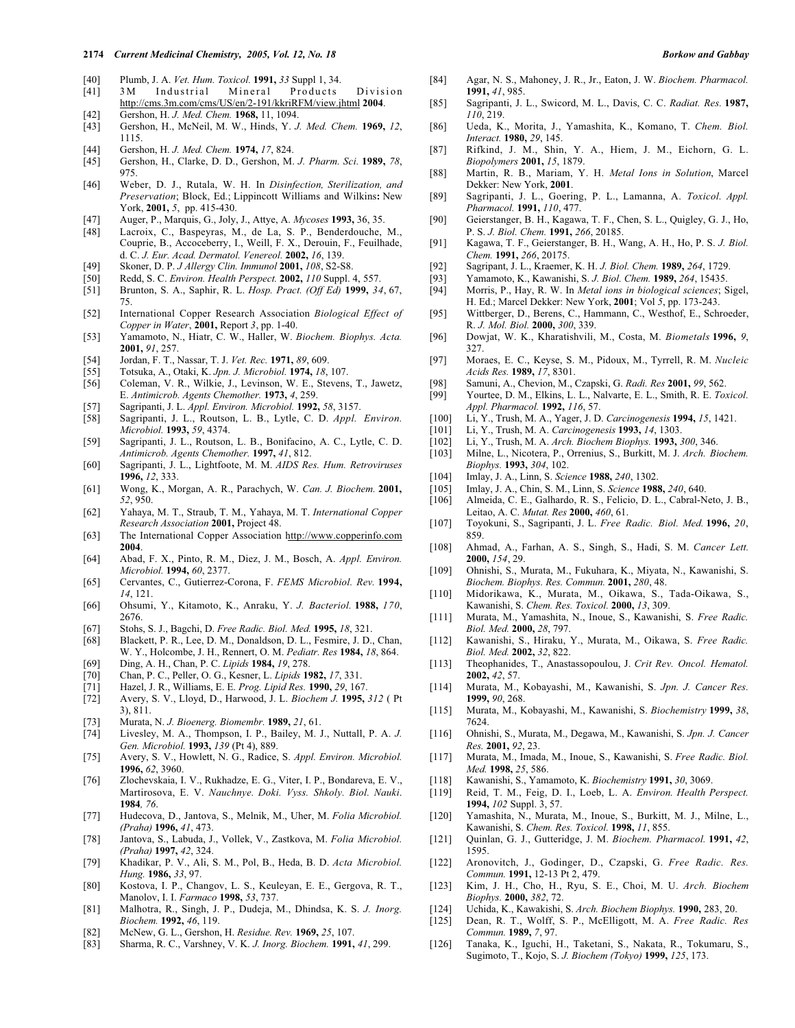[40] Plumb, J. A. *Vet. Hum. Toxicol.* **1991,** *33* Suppl 1, 34.
[41] 3M Industrial Mineral Products Division http://cms.3m.com/cms/US/en/2-191/kkriRFM/view.jhtml **2004**.
[42] Gershon, H. *J. Med. Chem.* **1968,** 11, 1094.
[43] Gershon, H., McNeil, M. W., Hinds, Y. *J. Med. Chem.* **1969,** *12*, 1115.
[44] Gershon, H. *J. Med. Chem.* **1974,** *17*, 824.
[45] Gershon, H., Clarke, D. D., Gershon, M. *J. Pharm. Sci.* **1989,** *78*, 975.
[46] Weber, D. J., Rutala, W. H. In *Disinfection, Sterilization, and Preservation*; Block, Ed.; Lippincott Williams and Wilkins**:** New York, **2001,** *5*, pp. 415-430.
[47] Auger, P., Marquis, G., Joly, J., Attye, A. *Mycoses* **1993,** 36, 35.
[48] Lacroix, C., Baspeyras, M., de La, S. P., Benderdouche, M., Couprie, B., Accoceberry, I., Weill, F. X., Derouin, F., Feuilhade, d. C. *J. Eur. Acad. Dermatol. Venereol.* **2002,** *16*, 139.
[49] Skoner, D. P. *J Allergy Clin. Immunol* **2001,** *108*, S2-S8.
[50] Redd, S. C. *Environ. Health Perspect.* **2002,** *110* Suppl. 4, 557.
[51] Brunton, S. A., Saphir, R. L. *Hosp. Pract. (Off Ed)* **1999,** *34*, 67, 75.
[52] International Copper Research Association *Biological Effect of Copper in Water*, **2001,** Report *3*, pp. 1-40.
[53] Yamamoto, N., Hiatr, C. W., Haller, W. *Biochem. Biophys. Acta.* **2001,** *91*, 257.
[54] Jordan, F. T., Nassar, T. J. *Vet. Rec.* **1971,** *89*, 609.
[55] Totsuka, A., Otaki, K. *Jpn. J. Microbiol.* **1974,** *18*, 107.
[56] Coleman, V. R., Wilkie, J., Levinson, W. E., Stevens, T., Jawetz, E. *Antimicrob. Agents Chemother.* **1973,** *4*, 259.
[57] Sagripanti, J. L. *Appl. Environ. Microbiol.* **1992,** *58*, 3157.
[58] Sagripanti, J. L., Routson, L. B., Lytle, C. D. *Appl. Environ. Microbiol.* **1993,** *59*, 4374.
[59] Sagripanti, J. L., Routson, L. B., Bonifacino, A. C., Lytle, C. D. *Antimicrob. Agents Chemother.* **1997,** *41*, 812.
[60] Sagripanti, J. L., Lightfoote, M. M. *AIDS Res. Hum. Retroviruses* **1996,** *12*, 333.
[61] Wong, K., Morgan, A. R., Parachych, W. *Can. J. Biochem.* **2001,** *52*, 950.
[62] Yahaya, M. T., Straub, T. M., Yahaya, M. T. *International Copper Research Association* **2001,** Project 48.
[63] The International Copper Association http://www.copperinfo.com **2004**.
[64] Abad, F. X., Pinto, R. M., Diez, J. M., Bosch, A. *Appl. Environ. Microbiol.* **1994,** *60*, 2377.
[65] Cervantes, C., Gutierrez-Corona, F. *FEMS Microbiol. Rev.* **1994,** *14*, 121.
[66] Ohsumi, Y., Kitamoto, K., Anraku, Y. *J. Bacteriol.* **1988,** *170*, 2676.
[67] Stohs, S. J., Bagchi, D. *Free Radic. Biol. Med.* **1995,** *18*, 321.
[68] Blackett, P. R., Lee, D. M., Donaldson, D. L., Fesmire, J. D., Chan, W. Y., Holcombe, J. H., Rennert, O. M. *Pediatr. Res* **1984,** *18*, 864.
[69] Ding, A. H., Chan, P. C. *Lipids* **1984,** *19*, 278.
[70] Chan, P. C., Peller, O. G., Kesner, L. *Lipids* **1982,** *17*, 331.
[71] Hazel, J. R., Williams, E. E. *Prog. Lipid Res.* **1990,** *29*, 167.
[72] Avery, S. V., Lloyd, D., Harwood, J. L. *Biochem J.* **1995,** *312* ( Pt 3), 811.
[73] Murata, N. *J. Bioenerg. Biomembr.* **1989,** *21*, 61.
[74] Livesley, M. A., Thompson, I. P., Bailey, M. J., Nuttall, P. A. *J. Gen. Microbiol.* **1993,** *139* (Pt 4), 889.
[75] Avery, S. V., Howlett, N. G., Radice, S. *Appl. Environ. Microbiol.* **1996,** *62*, 3960.
[76] Zlochevskaia, I. V., Rukhadze, E. G., Viter, I. P., Bondareva, E. V., Martirosova, E. V. *Nauchnye. Doki. Vyss. Shkoly. Biol. Nauki.* **1984***, 76*.
[77] Hudecova, D., Jantova, S., Melnik, M., Uher, M. *Folia Microbiol. (Praha)* **1996,** *41*, 473.
[78] Jantova, S., Labuda, J., Vollek, V., Zastkova, M. *Folia Microbiol. (Praha)* **1997,** *42*, 324.
[79] Khadikar, P. V., Ali, S. M., Pol, B., Heda, B. D. *Acta Microbiol. Hung.* **1986,** *33*, 97.
[80] Kostova, I. P., Changov, L. S., Keuleyan, E. E., Gergova, R. T., Manolov, I. I. *Farmaco* **1998,** *53*, 737.
[81] Malhotra, R., Singh, J. P., Dudeja, M., Dhindsa, K. S. *J. Inorg. Biochem.* **1992,** *46*, 119.
[82] McNew, G. L., Gershon, H. *Residue. Rev.* **1969,** *25*, 107.
[83] Sharma, R. C., Varshney, V. K. *J. Inorg. Biochem.* **1991,** *41*, 299.
[84] Agar, N. S., Mahoney, J. R., Jr., Eaton, J. W. *Biochem. Pharmacol.* **1991,** *41*, 985.
[85] Sagripanti, J. L., Swicord, M. L., Davis, C. C. *Radiat. Res.* **1987,** *110*, 219.
[86] Ueda, K., Morita, J., Yamashita, K., Komano, T. *Chem. Biol. Interact.* **1980,** *29*, 145.
[87] Rifkind, J. M., Shin, Y. A., Hiem, J. M., Eichorn, G. L. *Biopolymers* **2001,** *15*, 1879.
[88] Martin, R. B., Mariam, Y. H. *Metal Ions in Solution*, Marcel Dekker: New York, **2001**.
[89] Sagripanti, J. L., Goering, P. L., Lamanna, A. *Toxicol. Appl. Pharmacol.* **1991,** *110*, 477.
[90] Geierstanger, B. H., Kagawa, T. F., Chen, S. L., Quigley, G. J., Ho, P. S. *J. Biol. Chem.* **1991,** *266*, 20185.
[91] Kagawa, T. F., Geierstanger, B. H., Wang, A. H., Ho, P. S. *J. Biol. Chem.* **1991,** *266*, 20175.
[92] Sagripant, J. L., Kraemer, K. H. *J. Biol. Chem.* **1989,** *264*, 1729.
[93] Yamamoto, K., Kawanishi, S. *J. Biol. Chem.* **1989,** *264*, 15435.
[94] Morris, P., Hay, R. W. In *Metal ions in biological sciences*; Sigel, H. Ed.; Marcel Dekker: New York, **2001**; Vol *5*, pp. 173-243.
[95] Wittberger, D., Berens, C., Hammann, C., Westhof, E., Schroeder, R. *J. Mol. Biol.* **2000,** *300*, 339.
[96] Dowjat, W. K., Kharatishvili, M., Costa, M. *Biometals* **1996,** *9*, 327.
[97] Moraes, E. C., Keyse, S. M., Pidoux, M., Tyrrell, R. M. *Nucleic Acids Res.* **1989,** *17*, 8301.
[98] Samuni, A., Chevion, M., Czapski, G. *Radi. Res* **2001,** *99*, 562.
[99] Yourtee, D. M., Elkins, L. L., Nalvarte, E. L., Smith, R. E. *Toxicol. Appl. Pharmacol.* **1992,** *116*, 57.
[100] Li, Y., Trush, M. A., Yager, J. D. *Carcinogenesis* **1994,** *15*, 1421.
[101] Li, Y., Trush, M. A. *Carcinogenesis* **1993,** *14*, 1303.
[102] Li, Y., Trush, M. A. *Arch. Biochem Biophys.* **1993,** *300*, 346.
[103] Milne, L., Nicotera, P., Orrenius, S., Burkitt, M. J. *Arch. Biochem. Biophys.* **1993,** *304*, 102.
[104] Imlay, J. A., Linn, S. *Science* **1988,** *240*, 1302.
[105] Imlay, J. A., Chin, S. M., Linn, S. *Science* **1988,** *240*, 640.
[106] Almeida, C. E., Galhardo, R. S., Felicio, D. L., Cabral-Neto, J. B., Leitao, A. C. *Mutat. Res* **2000,** *460*, 61.
[107] Toyokuni, S., Sagripanti, J. L. *Free Radic. Biol. Med.* **1996,** *20*, 859.
[108] Ahmad, A., Farhan, A. S., Singh, S., Hadi, S. M. *Cancer Lett.* **2000,** *154*, 29.
[109] Ohnishi, S., Murata, M., Fukuhara, K., Miyata, N., Kawanishi, S. *Biochem. Biophys. Res. Commun.* **2001,** *280*, 48.
[110] Midorikawa, K., Murata, M., Oikawa, S., Tada-Oikawa, S., Kawanishi, S. *Chem. Res. Toxicol.* **2000,** *13*, 309.
[111] Murata, M., Yamashita, N., Inoue, S., Kawanishi, S. *Free Radic. Biol. Med.* **2000,** *28*, 797.
[112] Kawanishi, S., Hiraku, Y., Murata, M., Oikawa, S. *Free Radic. Biol. Med.* **2002,** *32*, 822.
[113] Theophanides, T., Anastassopoulou, J. *Crit Rev. Oncol. Hematol.* **2002,** *42*, 57.
[114] Murata, M., Kobayashi, M., Kawanishi, S. *Jpn. J. Cancer Res.* **1999,** *90*, 268.
[115] Murata, M., Kobayashi, M., Kawanishi, S. *Biochemistry* **1999,** *38*, 7624.
[116] Ohnishi, S., Murata, M., Degawa, M., Kawanishi, S. *Jpn. J. Cancer Res.* **2001,** *92*, 23.
[117] Murata, M., Imada, M., Inoue, S., Kawanishi, S. *Free Radic. Biol. Med.* **1998,** *25*, 586.
[118] Kawanishi, S., Yamamoto, K. *Biochemistry* **1991,** *30*, 3069.
[119] Reid, T. M., Feig, D. I., Loeb, L. A. *Environ. Health Perspect.* **1994,** *102* Suppl. 3, 57.
[120] Yamashita, N., Murata, M., Inoue, S., Burkitt, M. J., Milne, L., Kawanishi, S. *Chem. Res. Toxicol.* **1998,** *11*, 855.
[121] Quinlan, G. J., Gutteridge, J. M. *Biochem. Pharmacol.* **1991,** *42*, 1595.
[122] Aronovitch, J., Godinger, D., Czapski, G. *Free Radic. Res. Commun.* **1991,** 12-13 Pt 2, 479.
[123] Kim, J. H., Cho, H., Ryu, S. E., Choi, M. U. *Arch. Biochem Biophys.* **2000,** *382*, 72.
[124] Uchida, K., Kawakishi, S. *Arch. Biochem Biophys.* **1990,** 283, 20.
[125] Dean, R. T., Wolff, S. P., McElligott, M. A. *Free Radic. Res Commun.* **1989,** *7*, 97.
[126] Tanaka, K., Iguchi, H., Taketani, S., Nakata, R., Tokumaru, S., Sugimoto, T., Kojo, S. *J. Biochem (Tokyo)* **1999,** *125*, 173.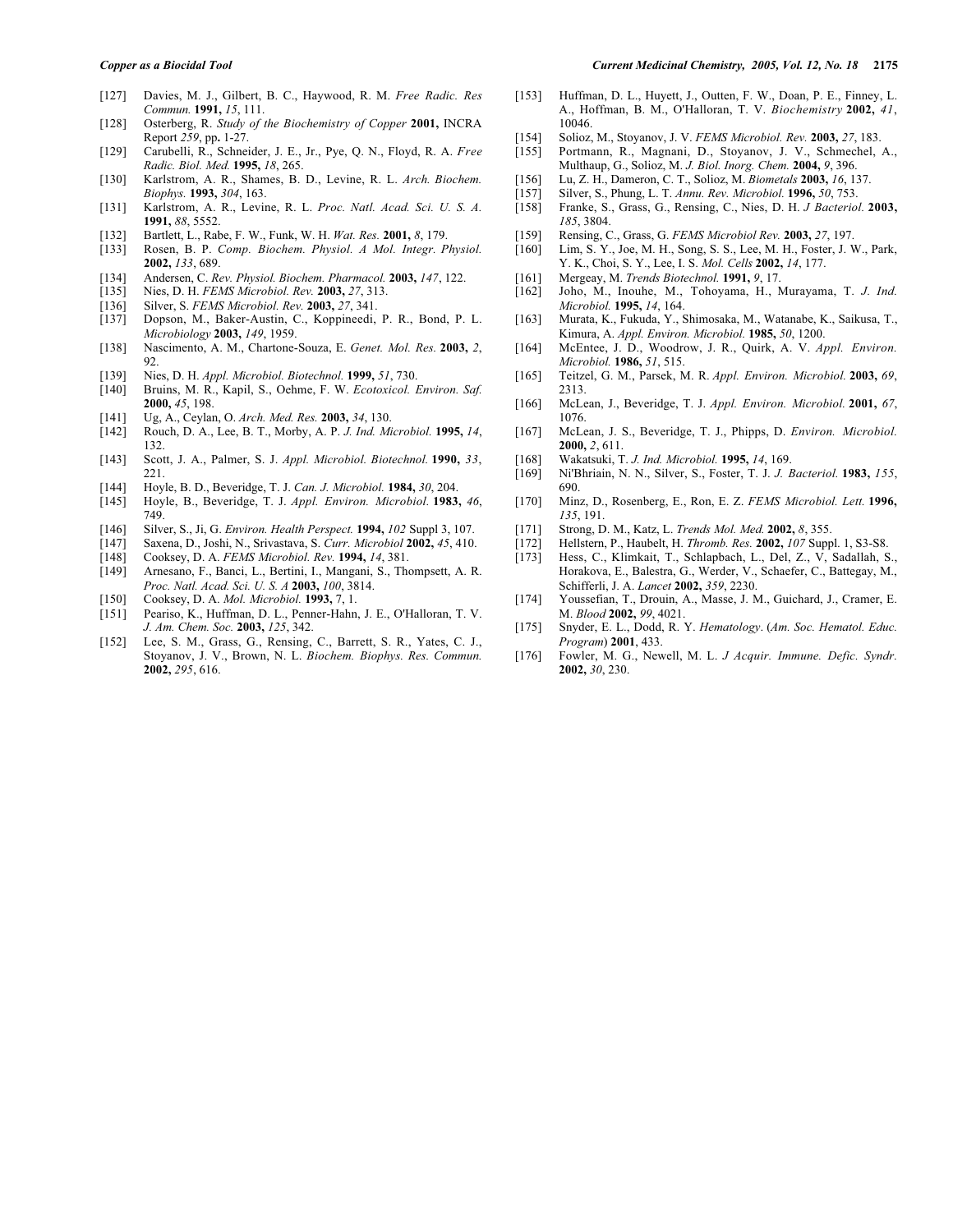[127] Davies, M. J., Gilbert, B. C., Haywood, R. M. *Free Radic. Res Commun.* **1991,** *15*, 111.

[128] Osterberg, R. *Study of the Biochemistry of Copper* **2001,** INCRA Report *259*, pp**.** 1-27.

[129] Carubelli, R., Schneider, J. E., Jr., Pye, Q. N., Floyd, R. A. *Free Radic. Biol. Med.* **1995,** *18*, 265.

[130] Karlstrom, A. R., Shames, B. D., Levine, R. L. *Arch. Biochem. Biophys.* **1993,** *304*, 163.

[131] Karlstrom, A. R., Levine, R. L. *Proc. Natl. Acad. Sci. U. S. A.* **1991,** *88*, 5552.

[132] Bartlett, L., Rabe, F. W., Funk, W. H. *Wat. Res.* **2001,** *8*, 179.

[133] Rosen, B. P. *Comp. Biochem. Physiol. A Mol. Integr. Physiol.* **2002,** *133*, 689.

[134] Andersen, C. *Rev. Physiol. Biochem. Pharmacol.* **2003,** *147*, 122.

[135] Nies, D. H. *FEMS Microbiol. Rev.* **2003,** *27*, 313.

[136] Silver, S. *FEMS Microbiol. Rev.* **2003,** *27*, 341.

[137] Dopson, M., Baker-Austin, C., Koppineedi, P. R., Bond, P. L. *Microbiology* **2003,** *149*, 1959.

[138] Nascimento, A. M., Chartone-Souza, E. *Genet. Mol. Res.* **2003,** *2*, 92.

[139] Nies, D. H. *Appl. Microbiol. Biotechnol.* **1999,** *51*, 730.

[140] Bruins, M. R., Kapil, S., Oehme, F. W. *Ecotoxicol. Environ. Saf.* **2000,** *45*, 198.

[141] Ug, A., Ceylan, O. *Arch. Med. Res.* **2003,** *34*, 130.

[142] Rouch, D. A., Lee, B. T., Morby, A. P. *J. Ind. Microbiol.* **1995,** *14*, 132.

[143] Scott, J. A., Palmer, S. J. *Appl. Microbiol. Biotechnol.* **1990,** *33*, 221.

[144] Hoyle, B. D., Beveridge, T. J. *Can. J. Microbiol.* **1984,** *30*, 204.

[145] Hoyle, B., Beveridge, T. J. *Appl. Environ. Microbiol.* **1983,** *46*, 749.

[146] Silver, S., Ji, G. *Environ. Health Perspect.* **1994,** *102* Suppl 3, 107.

[147] Saxena, D., Joshi, N., Srivastava, S. *Curr. Microbiol* **2002,** *45*, 410.

[148] Cooksey, D. A. *FEMS Microbiol. Rev.* **1994,** *14*, 381.

[149] Arnesano, F., Banci, L., Bertini, I., Mangani, S., Thompsett, A. R. *Proc. Natl. Acad. Sci. U. S. A* **2003,** *100*, 3814.

[150] Cooksey, D. A. *Mol. Microbiol.* **1993,** 7, 1.

[151] Peariso, K., Huffman, D. L., Penner-Hahn, J. E., O'Halloran, T. V. *J. Am. Chem. Soc.* **2003,** *125*, 342.

[152] Lee, S. M., Grass, G., Rensing, C., Barrett, S. R., Yates, C. J., Stoyanov, J. V., Brown, N. L. *Biochem. Biophys. Res. Commun.* **2002,** *295*, 616.

[153] Huffman, D. L., Huyett, J., Outten, F. W., Doan, P. E., Finney, L. A., Hoffman, B. M., O'Halloran, T. V. *Biochemistry* **2002,** *41*, 10046.

[154] Solioz, M., Stoyanov, J. V. *FEMS Microbiol. Rev.* **2003,** *27*, 183.

[155] Portmann, R., Magnani, D., Stoyanov, J. V., Schmechel, A., Multhaup, G., Solioz, M. *J. Biol. Inorg. Chem.* **2004,** *9*, 396.

[156] Lu, Z. H., Dameron, C. T., Solioz, M. *Biometals* **2003,** *16*, 137.

[157] Silver, S., Phung, L. T. *Annu. Rev. Microbiol.* **1996,** *50*, 753.

[158] Franke, S., Grass, G., Rensing, C., Nies, D. H. *J Bacteriol.* **2003,** *185*, 3804.

[159] Rensing, C., Grass, G. *FEMS Microbiol Rev.* **2003,** *27*, 197.

[160] Lim, S. Y., Joe, M. H., Song, S. S., Lee, M. H., Foster, J. W., Park, Y. K., Choi, S. Y., Lee, I. S. *Mol. Cells* **2002,** *14*, 177.

[161] Mergeay, M. *Trends Biotechnol.* **1991,** *9*, 17.

[162] Joho, M., Inouhe, M., Tohoyama, H., Murayama, T. *J. Ind. Microbiol.* **1995,** *14*, 164.

[163] Murata, K., Fukuda, Y., Shimosaka, M., Watanabe, K., Saikusa, T., Kimura, A. *Appl. Environ. Microbiol.* **1985,** *50*, 1200.

[164] McEntee, J. D., Woodrow, J. R., Quirk, A. V. *Appl. Environ. Microbiol.* **1986,** *51*, 515.

[165] Teitzel, G. M., Parsek, M. R. *Appl. Environ. Microbiol.* **2003,** *69*, 2313.

[166] McLean, J., Beveridge, T. J. *Appl. Environ. Microbiol.* **2001,** *67*, 1076.

[167] McLean, J. S., Beveridge, T. J., Phipps, D. *Environ. Microbiol.* **2000,** *2*, 611.

[168] Wakatsuki, T. *J. Ind. Microbiol.* **1995,** *14*, 169.

[169] Ni'Bhriain, N. N., Silver, S., Foster, T. J. *J. Bacteriol.* **1983,** *155*, 690.

[170] Minz, D., Rosenberg, E., Ron, E. Z. *FEMS Microbiol. Lett.* **1996,** *135*, 191.

[171] Strong, D. M., Katz, L. *Trends Mol. Med.* **2002,** *8*, 355.

[172] Hellstern, P., Haubelt, H. *Thromb. Res.* **2002,** *107* Suppl. 1, S3-S8.

[173] Hess, C., Klimkait, T., Schlapbach, L., Del, Z., V, Sadallah, S., Horakova, E., Balestra, G., Werder, V., Schaefer, C., Battegay, M., Schifferli, J. A. *Lancet* **2002,** *359*, 2230.

[174] Youssefian, T., Drouin, A., Masse, J. M., Guichard, J., Cramer, E. M. *Blood* **2002,** *99*, 4021.

[175] Snyder, E. L., Dodd, R. Y. *Hematology*. (*Am. Soc. Hematol. Educ. Program*) **2001**, 433.

[176] Fowler, M. G., Newell, M. L. *J Acquir. Immune. Defic. Syndr.* **2002,** *30*, 230.